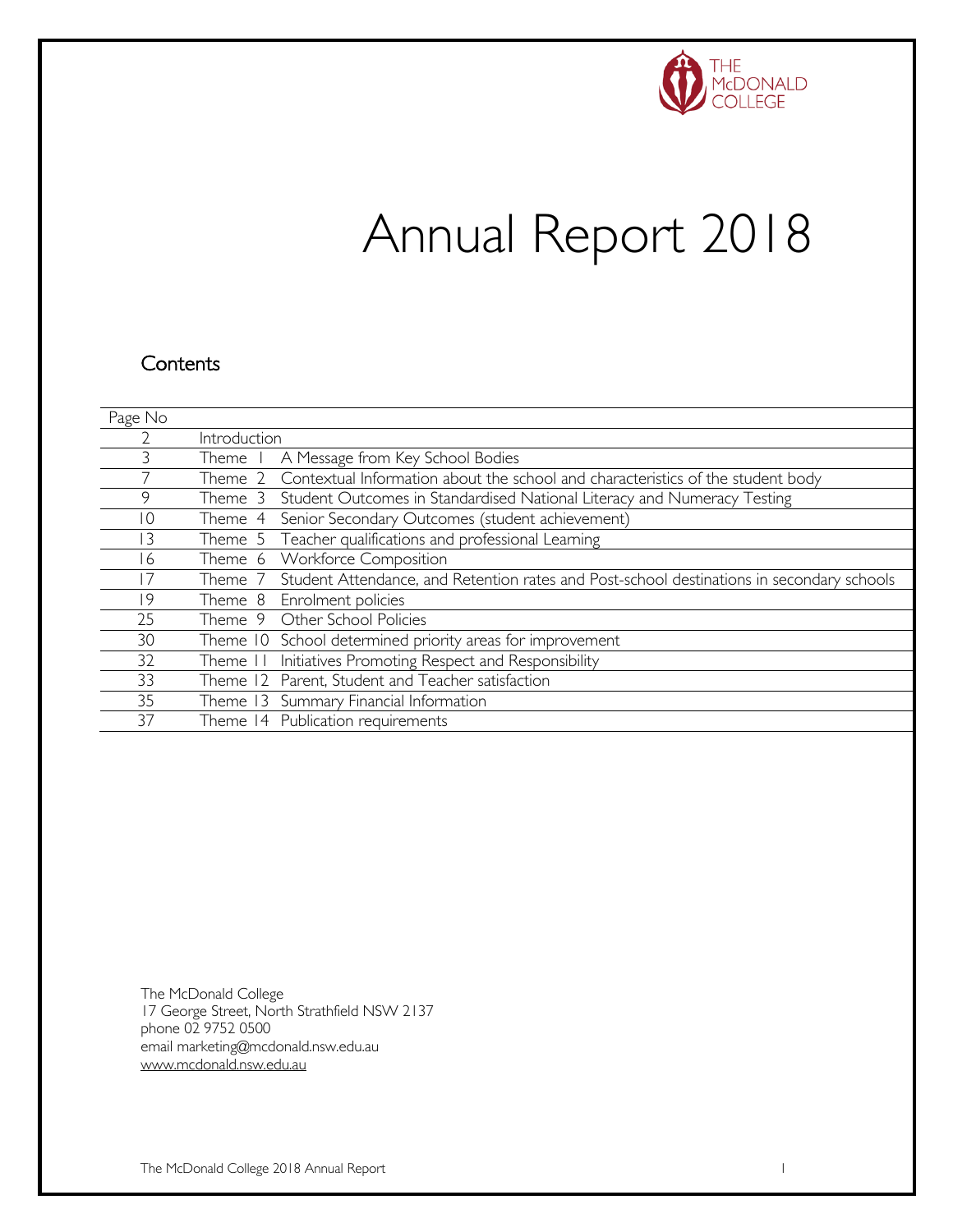THE McDONALD COLLEGE

# Annual Report 2018

## Contents

| Page No | | |
|---|---|---|
| 2 | Introduction | |
| 3 | Theme 1 | A Message from Key School Bodies |
| 7 | Theme 2 | Contextual Information about the school and characteristics of the student body |
| 9 | Theme 3 | Student Outcomes in Standardised National Literacy and Numeracy Testing |
| 10 | Theme 4 | Senior Secondary Outcomes (student achievement) |
| 13 | Theme 5 | Teacher qualifications and professional Learning |
| 16 | Theme 6 | Workforce Composition |
| 17 | Theme 7 | Student Attendance, and Retention rates and Post-school destinations in secondary schools |
| 19 | Theme 8 | Enrolment policies |
| 25 | Theme 9 | Other School Policies |
| 30 | Theme 10 | School determined priority areas for improvement |
| 32 | Theme 11 | Initiatives Promoting Respect and Responsibility |
| 33 | Theme 12 | Parent, Student and Teacher satisfaction |
| 35 | Theme 13 | Summary Financial Information |
| 37 | Theme 14 | Publication requirements |

The McDonald College
17 George Street, North Strathfield NSW 2137
phone 02 9752 0500
email marketing@mcdonald.nsw.edu.au
www.mcdonald.nsw.edu.au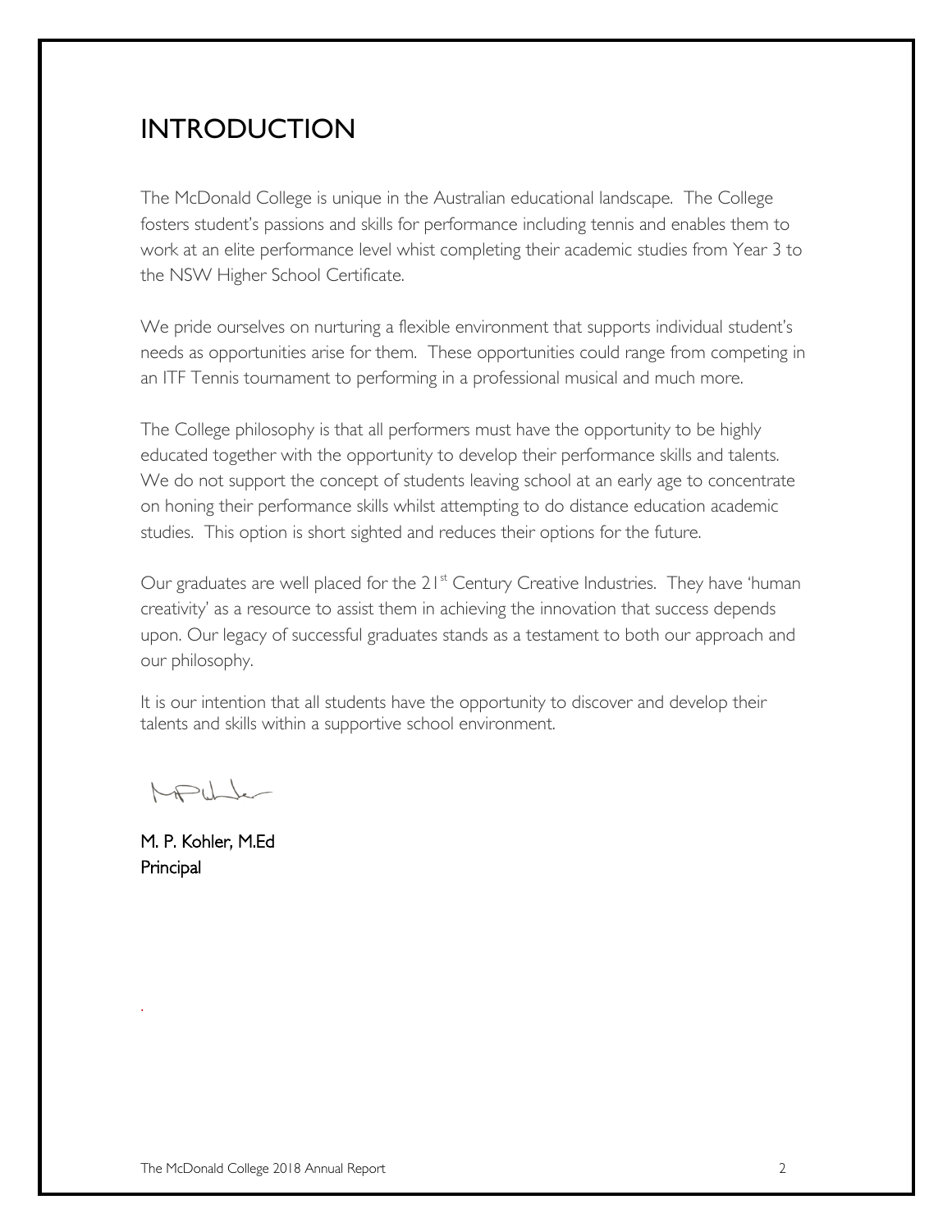# INTRODUCTION

The McDonald College is unique in the Australian educational landscape. The College fosters student's passions and skills for performance including tennis and enables them to work at an elite performance level whist completing their academic studies from Year 3 to the NSW Higher School Certificate.

We pride ourselves on nurturing a flexible environment that supports individual student's needs as opportunities arise for them. These opportunities could range from competing in an ITF Tennis tournament to performing in a professional musical and much more.

The College philosophy is that all performers must have the opportunity to be highly educated together with the opportunity to develop their performance skills and talents. We do not support the concept of students leaving school at an early age to concentrate on honing their performance skills whilst attempting to do distance education academic studies. This option is short sighted and reduces their options for the future.

Our graduates are well placed for the 21st Century Creative Industries. They have 'human creativity' as a resource to assist them in achieving the innovation that success depends upon. Our legacy of successful graduates stands as a testament to both our approach and our philosophy.

It is our intention that all students have the opportunity to discover and develop their talents and skills within a supportive school environment.

M. P. Kohler, M.Ed
Principal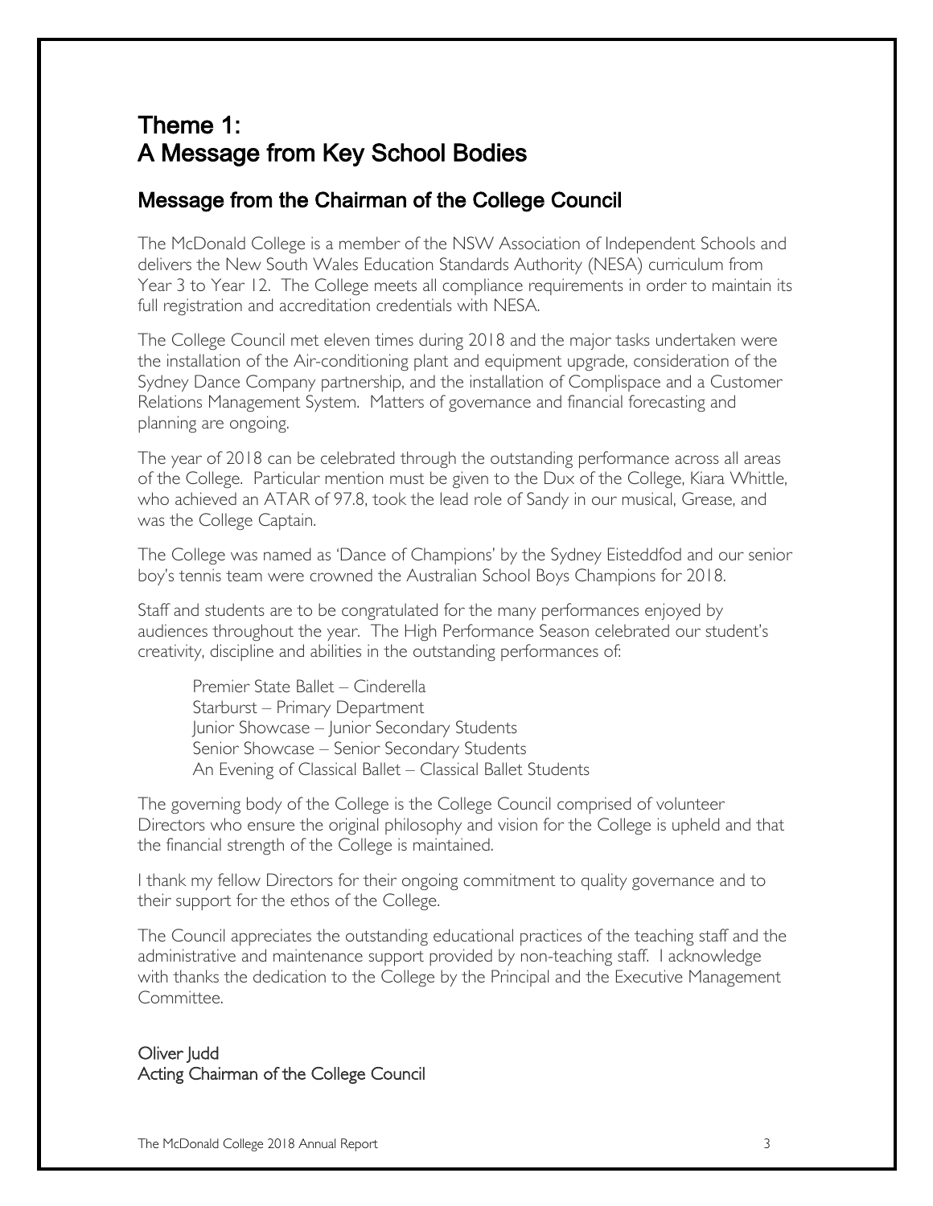# Theme 1:
# A Message from Key School Bodies

## Message from the Chairman of the College Council

The McDonald College is a member of the NSW Association of Independent Schools and delivers the New South Wales Education Standards Authority (NESA) curriculum from Year 3 to Year 12. The College meets all compliance requirements in order to maintain its full registration and accreditation credentials with NESA.

The College Council met eleven times during 2018 and the major tasks undertaken were the installation of the Air-conditioning plant and equipment upgrade, consideration of the Sydney Dance Company partnership, and the installation of Complispace and a Customer Relations Management System. Matters of governance and financial forecasting and planning are ongoing.

The year of 2018 can be celebrated through the outstanding performance across all areas of the College. Particular mention must be given to the Dux of the College, Kiara Whittle, who achieved an ATAR of 97.8, took the lead role of Sandy in our musical, Grease, and was the College Captain.

The College was named as 'Dance of Champions' by the Sydney Eisteddfod and our senior boy's tennis team were crowned the Australian School Boys Champions for 2018.

Staff and students are to be congratulated for the many performances enjoyed by audiences throughout the year. The High Performance Season celebrated our student's creativity, discipline and abilities in the outstanding performances of:

Premier State Ballet – Cinderella
Starburst – Primary Department
Junior Showcase – Junior Secondary Students
Senior Showcase – Senior Secondary Students
An Evening of Classical Ballet – Classical Ballet Students

The governing body of the College is the College Council comprised of volunteer Directors who ensure the original philosophy and vision for the College is upheld and that the financial strength of the College is maintained.

I thank my fellow Directors for their ongoing commitment to quality governance and to their support for the ethos of the College.

The Council appreciates the outstanding educational practices of the teaching staff and the administrative and maintenance support provided by non-teaching staff. I acknowledge with thanks the dedication to the College by the Principal and the Executive Management Committee.

Oliver Judd
Acting Chairman of the College Council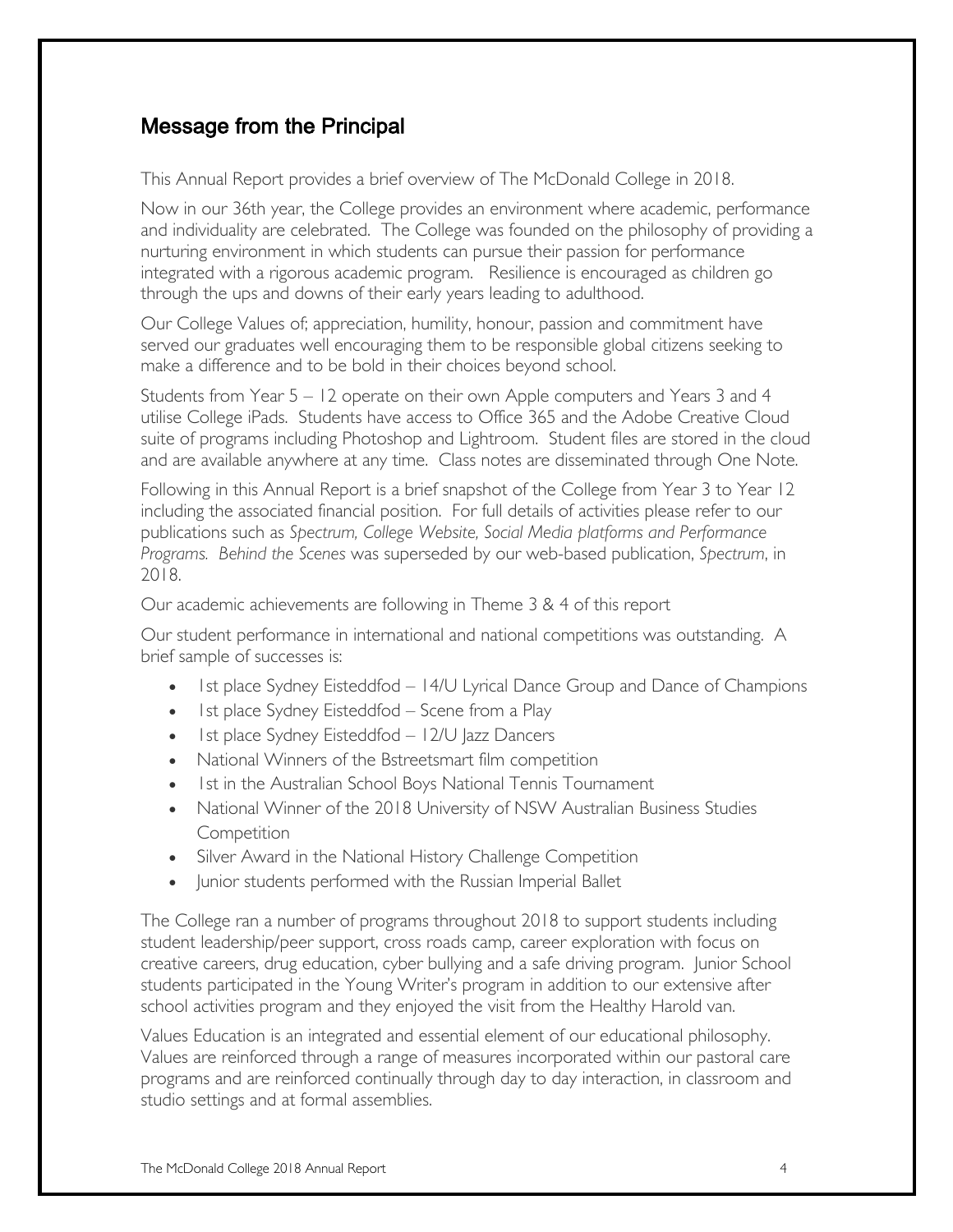## Message from the Principal

This Annual Report provides a brief overview of The McDonald College in 2018.

Now in our 36th year, the College provides an environment where academic, performance and individuality are celebrated. The College was founded on the philosophy of providing a nurturing environment in which students can pursue their passion for performance integrated with a rigorous academic program. Resilience is encouraged as children go through the ups and downs of their early years leading to adulthood.

Our College Values of; appreciation, humility, honour, passion and commitment have served our graduates well encouraging them to be responsible global citizens seeking to make a difference and to be bold in their choices beyond school.

Students from Year 5 – 12 operate on their own Apple computers and Years 3 and 4 utilise College iPads. Students have access to Office 365 and the Adobe Creative Cloud suite of programs including Photoshop and Lightroom. Student files are stored in the cloud and are available anywhere at any time. Class notes are disseminated through One Note.

Following in this Annual Report is a brief snapshot of the College from Year 3 to Year 12 including the associated financial position. For full details of activities please refer to our publications such as *Spectrum, College Website, Social Media platforms and Performance Programs. Behind the Scenes* was superseded by our web-based publication, *Spectrum*, in 2018.

Our academic achievements are following in Theme 3 & 4 of this report

Our student performance in international and national competitions was outstanding. A brief sample of successes is:

- 1st place Sydney Eisteddfod – 14/U Lyrical Dance Group and Dance of Champions
- 1st place Sydney Eisteddfod – Scene from a Play
- 1st place Sydney Eisteddfod – 12/U Jazz Dancers
- National Winners of the Bstreetsmart film competition
- 1st in the Australian School Boys National Tennis Tournament
- National Winner of the 2018 University of NSW Australian Business Studies Competition
- Silver Award in the National History Challenge Competition
- Junior students performed with the Russian Imperial Ballet

The College ran a number of programs throughout 2018 to support students including student leadership/peer support, cross roads camp, career exploration with focus on creative careers, drug education, cyber bullying and a safe driving program. Junior School students participated in the Young Writer's program in addition to our extensive after school activities program and they enjoyed the visit from the Healthy Harold van.

Values Education is an integrated and essential element of our educational philosophy. Values are reinforced through a range of measures incorporated within our pastoral care programs and are reinforced continually through day to day interaction, in classroom and studio settings and at formal assemblies.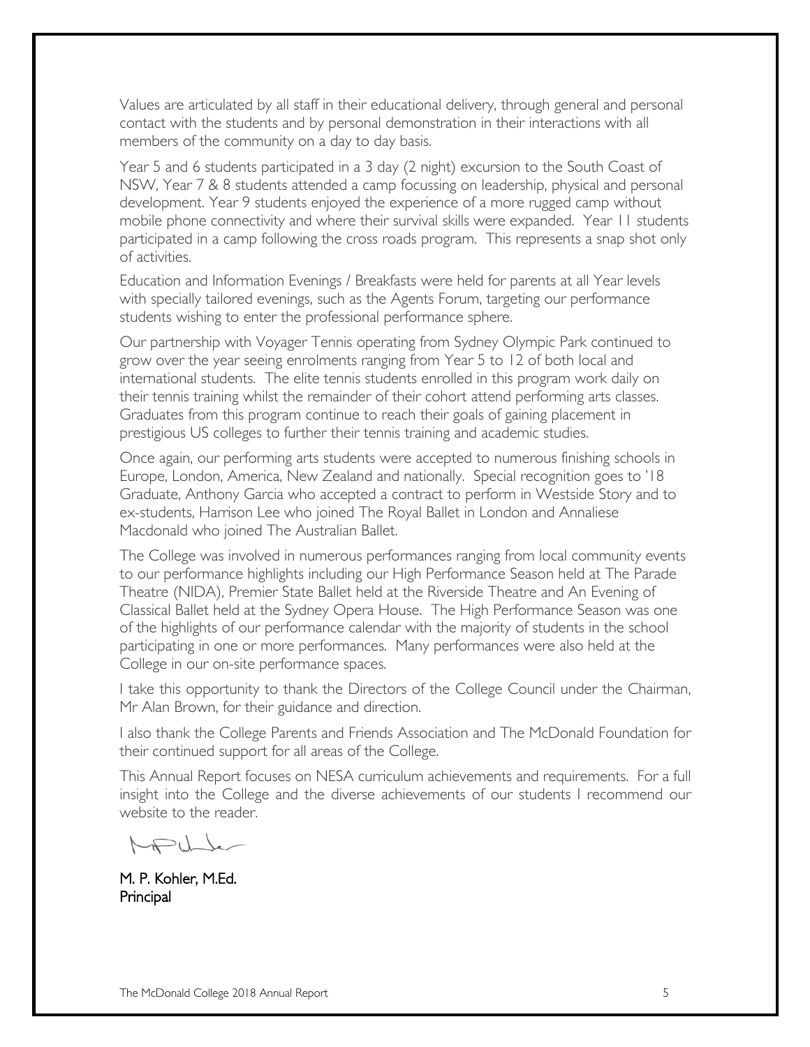Values are articulated by all staff in their educational delivery, through general and personal contact with the students and by personal demonstration in their interactions with all members of the community on a day to day basis.

Year 5 and 6 students participated in a 3 day (2 night) excursion to the South Coast of NSW, Year 7 & 8 students attended a camp focussing on leadership, physical and personal development. Year 9 students enjoyed the experience of a more rugged camp without mobile phone connectivity and where their survival skills were expanded. Year 11 students participated in a camp following the cross roads program. This represents a snap shot only of activities.

Education and Information Evenings / Breakfasts were held for parents at all Year levels with specially tailored evenings, such as the Agents Forum, targeting our performance students wishing to enter the professional performance sphere.

Our partnership with Voyager Tennis operating from Sydney Olympic Park continued to grow over the year seeing enrolments ranging from Year 5 to 12 of both local and international students. The elite tennis students enrolled in this program work daily on their tennis training whilst the remainder of their cohort attend performing arts classes. Graduates from this program continue to reach their goals of gaining placement in prestigious US colleges to further their tennis training and academic studies.

Once again, our performing arts students were accepted to numerous finishing schools in Europe, London, America, New Zealand and nationally. Special recognition goes to '18 Graduate, Anthony Garcia who accepted a contract to perform in Westside Story and to ex-students, Harrison Lee who joined The Royal Ballet in London and Annaliese Macdonald who joined The Australian Ballet.

The College was involved in numerous performances ranging from local community events to our performance highlights including our High Performance Season held at The Parade Theatre (NIDA), Premier State Ballet held at the Riverside Theatre and An Evening of Classical Ballet held at the Sydney Opera House. The High Performance Season was one of the highlights of our performance calendar with the majority of students in the school participating in one or more performances. Many performances were also held at the College in our on-site performance spaces.

I take this opportunity to thank the Directors of the College Council under the Chairman, Mr Alan Brown, for their guidance and direction.

I also thank the College Parents and Friends Association and The McDonald Foundation for their continued support for all areas of the College.

This Annual Report focuses on NESA curriculum achievements and requirements. For a full insight into the College and the diverse achievements of our students I recommend our website to the reader.

M. P. Kohler, M.Ed.
Principal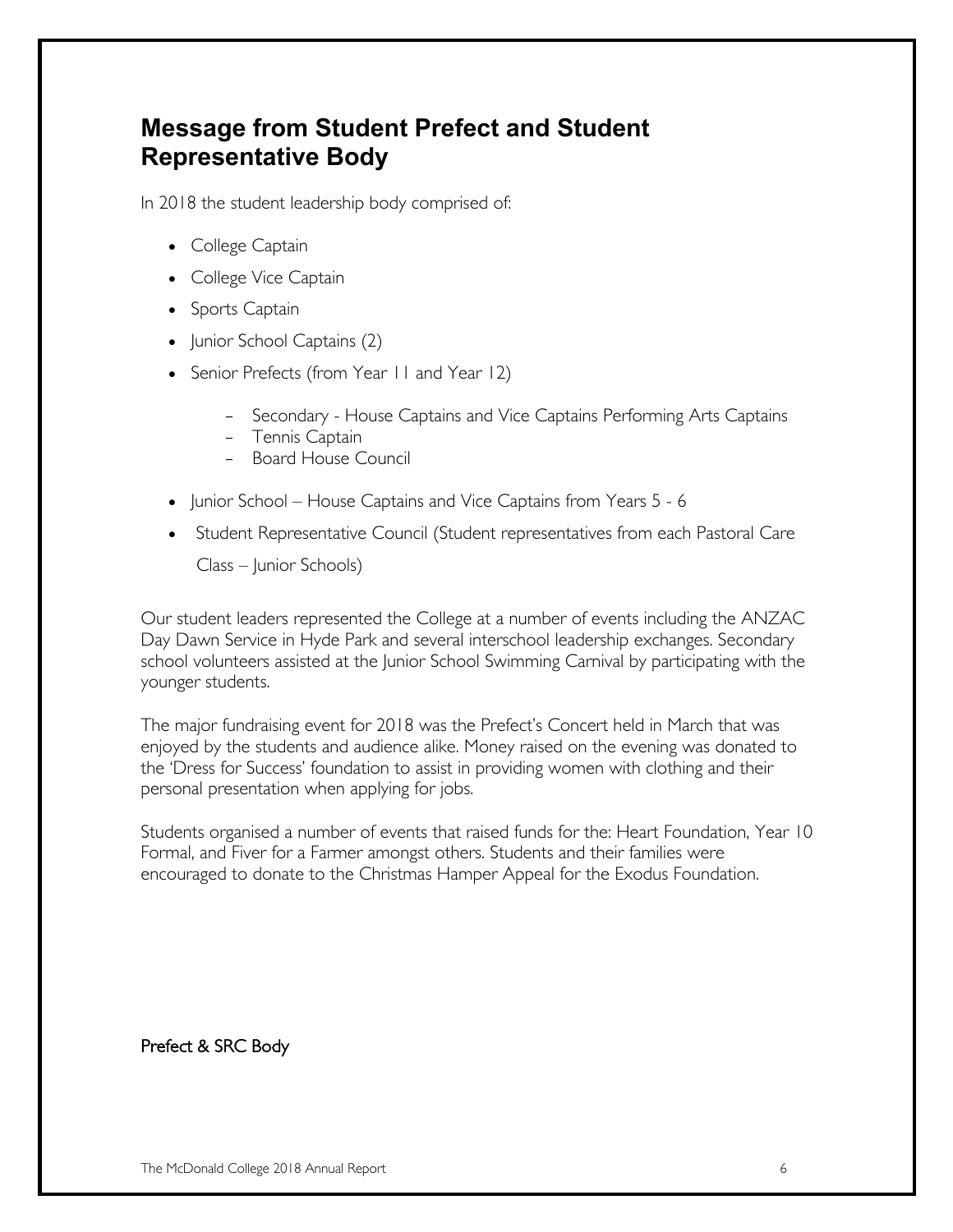# Message from Student Prefect and Student Representative Body

In 2018 the student leadership body comprised of:

- College Captain
- College Vice Captain
- Sports Captain
- Junior School Captains (2)
- Senior Prefects (from Year 11 and Year 12)
    - Secondary - House Captains and Vice Captains Performing Arts Captains
    - Tennis Captain
    - Board House Council
- Junior School – House Captains and Vice Captains from Years 5 - 6
- Student Representative Council (Student representatives from each Pastoral Care Class – Junior Schools)

Our student leaders represented the College at a number of events including the ANZAC Day Dawn Service in Hyde Park and several interschool leadership exchanges. Secondary school volunteers assisted at the Junior School Swimming Carnival by participating with the younger students.

The major fundraising event for 2018 was the Prefect's Concert held in March that was enjoyed by the students and audience alike. Money raised on the evening was donated to the 'Dress for Success' foundation to assist in providing women with clothing and their personal presentation when applying for jobs.

Students organised a number of events that raised funds for the: Heart Foundation, Year 10 Formal, and Fiver for a Farmer amongst others. Students and their families were encouraged to donate to the Christmas Hamper Appeal for the Exodus Foundation.

Prefect & SRC Body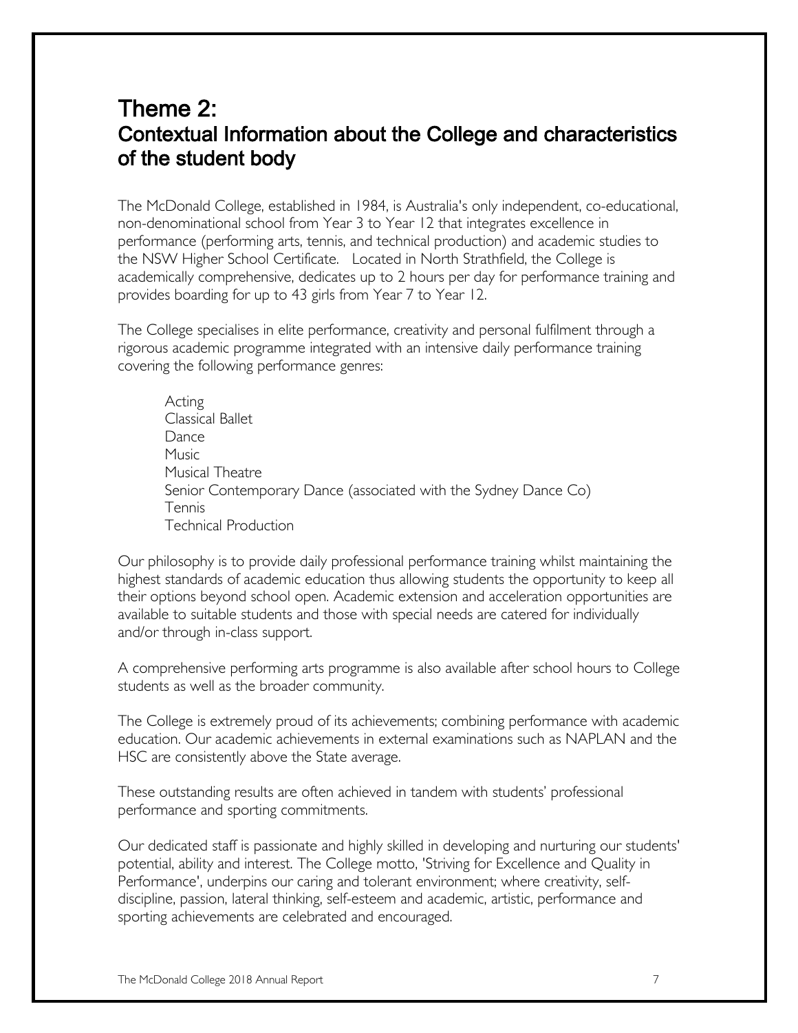# Theme 2:
## Contextual Information about the College and characteristics of the student body

The McDonald College, established in 1984, is Australia's only independent, co-educational, non-denominational school from Year 3 to Year 12 that integrates excellence in performance (performing arts, tennis, and technical production) and academic studies to the NSW Higher School Certificate. Located in North Strathfield, the College is academically comprehensive, dedicates up to 2 hours per day for performance training and provides boarding for up to 43 girls from Year 7 to Year 12.

The College specialises in elite performance, creativity and personal fulfilment through a rigorous academic programme integrated with an intensive daily performance training covering the following performance genres:

- Acting
- Classical Ballet
- Dance
- Music
- Musical Theatre
- Senior Contemporary Dance (associated with the Sydney Dance Co)
- Tennis
- Technical Production

Our philosophy is to provide daily professional performance training whilst maintaining the highest standards of academic education thus allowing students the opportunity to keep all their options beyond school open. Academic extension and acceleration opportunities are available to suitable students and those with special needs are catered for individually and/or through in-class support.

A comprehensive performing arts programme is also available after school hours to College students as well as the broader community.

The College is extremely proud of its achievements; combining performance with academic education. Our academic achievements in external examinations such as NAPLAN and the HSC are consistently above the State average.

These outstanding results are often achieved in tandem with students' professional performance and sporting commitments.

Our dedicated staff is passionate and highly skilled in developing and nurturing our students' potential, ability and interest. The College motto, 'Striving for Excellence and Quality in Performance', underpins our caring and tolerant environment; where creativity, self-discipline, passion, lateral thinking, self-esteem and academic, artistic, performance and sporting achievements are celebrated and encouraged.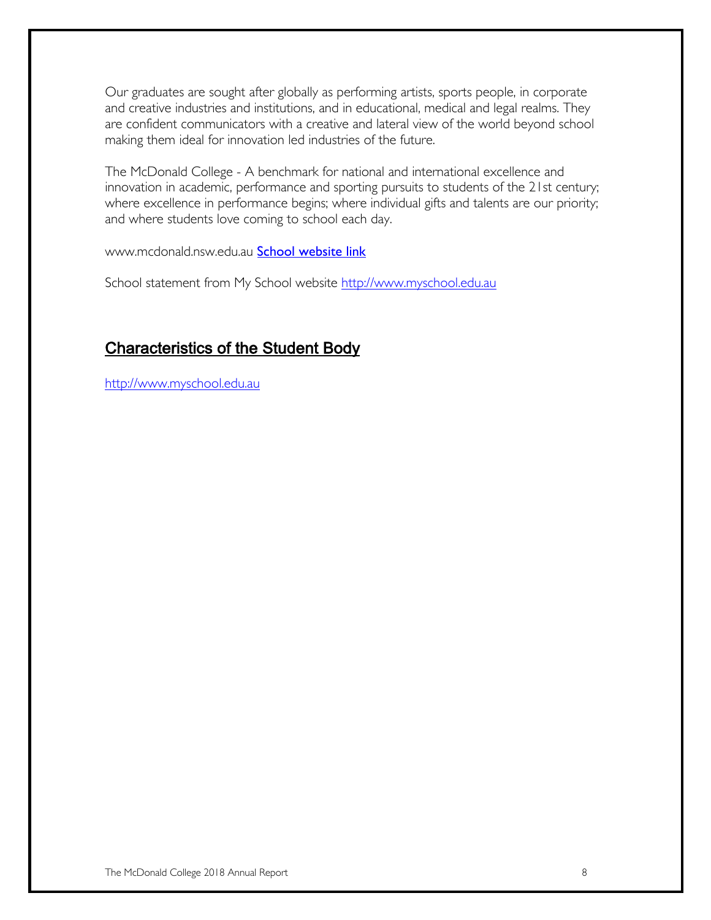Our graduates are sought after globally as performing artists, sports people, in corporate and creative industries and institutions, and in educational, medical and legal realms. They are confident communicators with a creative and lateral view of the world beyond school making them ideal for innovation led industries of the future.

The McDonald College - A benchmark for national and international excellence and innovation in academic, performance and sporting pursuits to students of the 21st century; where excellence in performance begins; where individual gifts and talents are our priority; and where students love coming to school each day.

www.mcdonald.nsw.edu.au **School website link**

School statement from My School website http://www.myschool.edu.au

## Characteristics of the Student Body

http://www.myschool.edu.au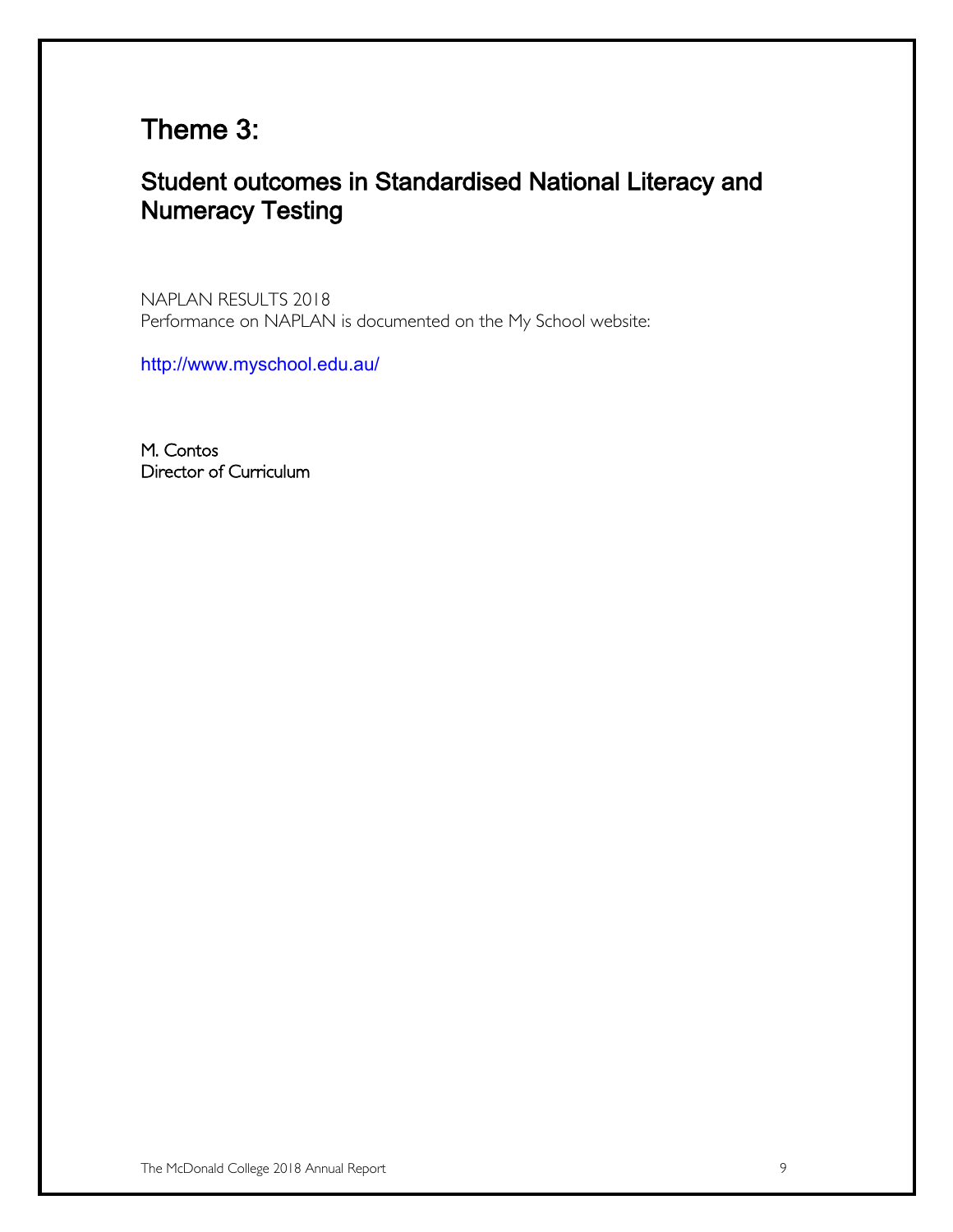# Theme 3:

## Student outcomes in Standardised National Literacy and Numeracy Testing

NAPLAN RESULTS 2018
Performance on NAPLAN is documented on the My School website:

http://www.myschool.edu.au/

M. Contos
Director of Curriculum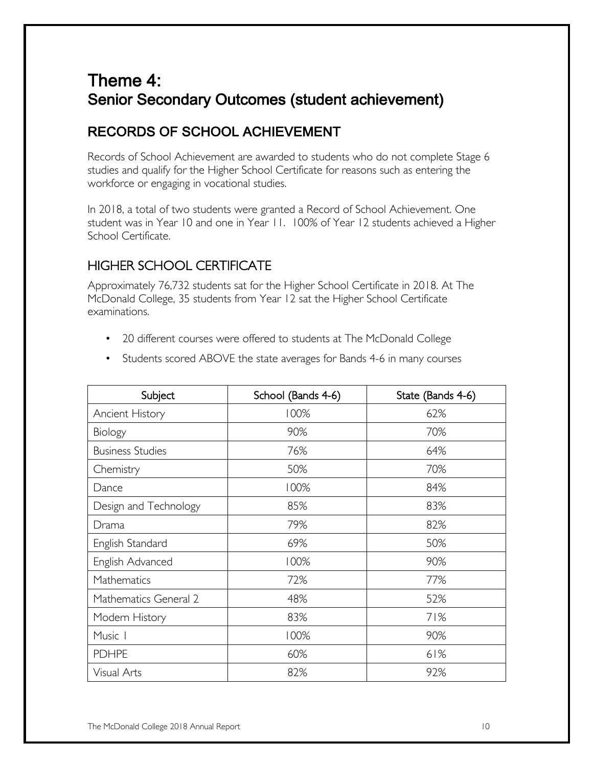# Theme 4:
# Senior Secondary Outcomes (student achievement)

## RECORDS OF SCHOOL ACHIEVEMENT

Records of School Achievement are awarded to students who do not complete Stage 6 studies and qualify for the Higher School Certificate for reasons such as entering the workforce or engaging in vocational studies.

In 2018, a total of two students were granted a Record of School Achievement. One student was in Year 10 and one in Year 11. 100% of Year 12 students achieved a Higher School Certificate.

## HIGHER SCHOOL CERTIFICATE

Approximately 76,732 students sat for the Higher School Certificate in 2018. At The McDonald College, 35 students from Year 12 sat the Higher School Certificate examinations.

- 20 different courses were offered to students at The McDonald College
- Students scored ABOVE the state averages for Bands 4-6 in many courses

| Subject | School (Bands 4-6) | State (Bands 4-6) |
|---|---|---|
| Ancient History | 100% | 62% |
| Biology | 90% | 70% |
| Business Studies | 76% | 64% |
| Chemistry | 50% | 70% |
| Dance | 100% | 84% |
| Design and Technology | 85% | 83% |
| Drama | 79% | 82% |
| English Standard | 69% | 50% |
| English Advanced | 100% | 90% |
| Mathematics | 72% | 77% |
| Mathematics General 2 | 48% | 52% |
| Modern History | 83% | 71% |
| Music 1 | 100% | 90% |
| PDHPE | 60% | 61% |
| Visual Arts | 82% | 92% |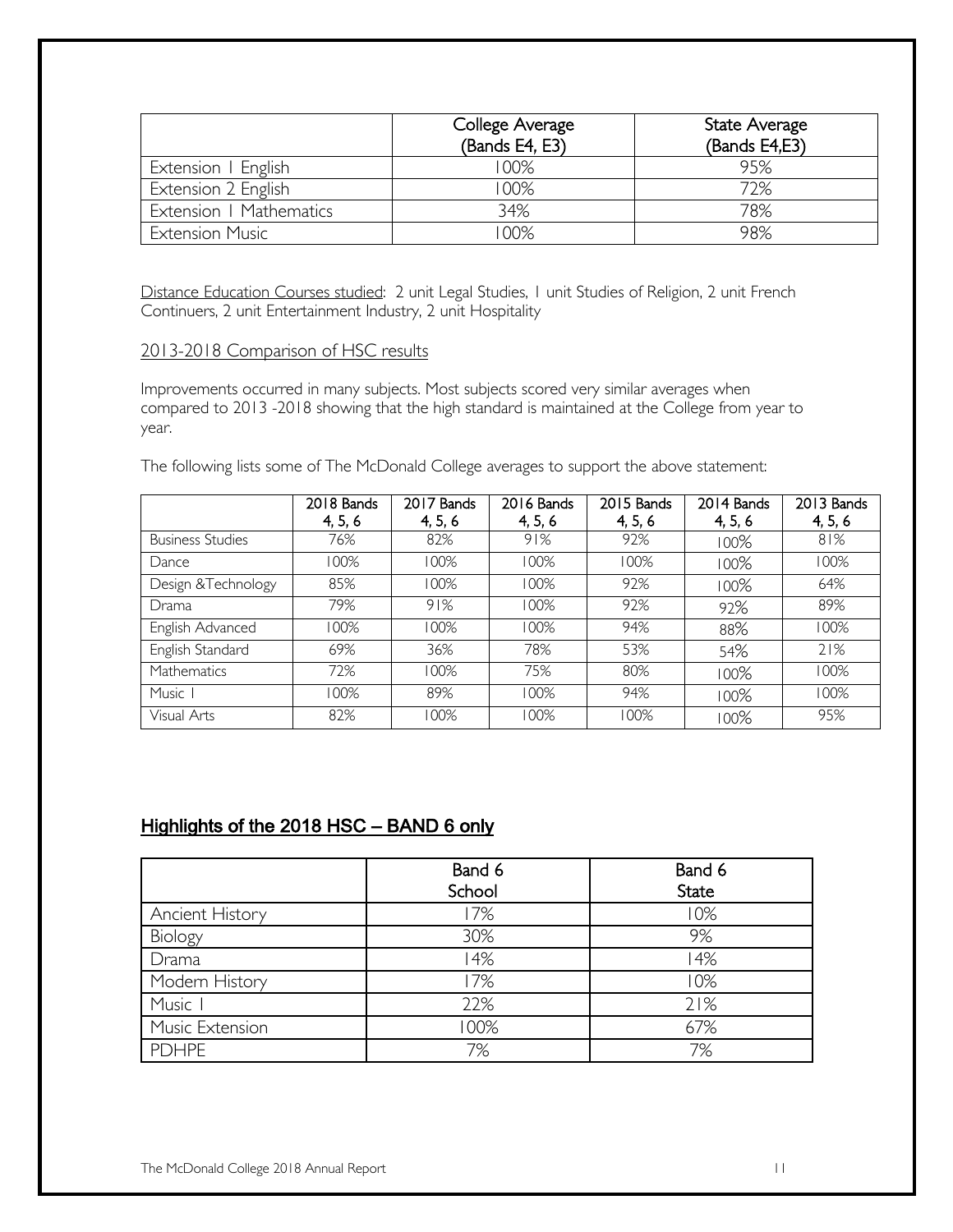| | College Average (Bands E4, E3) | State Average (Bands E4,E3) |
|---|---|---|
| Extension 1 English | 100% | 95% |
| Extension 2 English | 100% | 72% |
| Extension 1 Mathematics | 34% | 78% |
| Extension Music | 100% | 98% |

Distance Education Courses studied: 2 unit Legal Studies, 1 unit Studies of Religion, 2 unit French Continuers, 2 unit Entertainment Industry, 2 unit Hospitality

2013-2018 Comparison of HSC results

Improvements occurred in many subjects. Most subjects scored very similar averages when compared to 2013 -2018 showing that the high standard is maintained at the College from year to year.

The following lists some of The McDonald College averages to support the above statement:

| | 2018 Bands 4, 5, 6 | 2017 Bands 4, 5, 6 | 2016 Bands 4, 5, 6 | 2015 Bands 4, 5, 6 | 2014 Bands 4, 5, 6 | 2013 Bands 4, 5, 6 |
|---|---|---|---|---|---|---|
| Business Studies | 76% | 82% | 91% | 92% | 100% | 81% |
| Dance | 100% | 100% | 100% | 100% | 100% | 100% |
| Design &Technology | 85% | 100% | 100% | 92% | 100% | 64% |
| Drama | 79% | 91% | 100% | 92% | 92% | 89% |
| English Advanced | 100% | 100% | 100% | 94% | 88% | 100% |
| English Standard | 69% | 36% | 78% | 53% | 54% | 21% |
| Mathematics | 72% | 100% | 75% | 80% | 100% | 100% |
| Music 1 | 100% | 89% | 100% | 94% | 100% | 100% |
| Visual Arts | 82% | 100% | 100% | 100% | 100% | 95% |

## Highlights of the 2018 HSC – BAND 6 only

| | Band 6 School | Band 6 State |
|---|---|---|
| Ancient History | 17% | 10% |
| Biology | 30% | 9% |
| Drama | 14% | 14% |
| Modern History | 17% | 10% |
| Music 1 | 22% | 21% |
| Music Extension | 100% | 67% |
| PDHPE | 7% | 7% |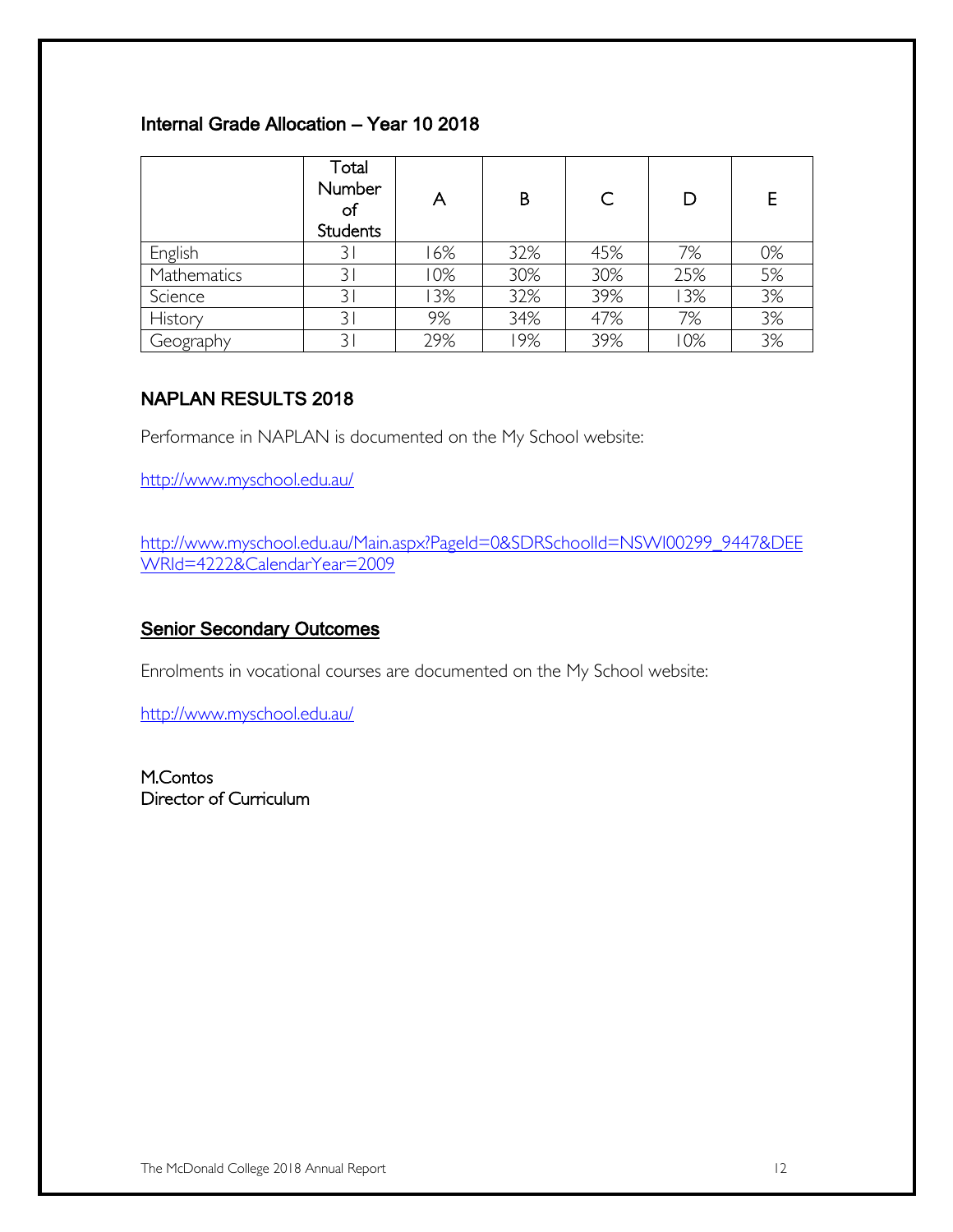## Internal Grade Allocation – Year 10 2018

| | Total Number of Students | A | B | C | D | E |
|---|---|---|---|---|---|---|
| English | 31 | 16% | 32% | 45% | 7% | 0% |
| Mathematics | 31 | 10% | 30% | 30% | 25% | 5% |
| Science | 31 | 13% | 32% | 39% | 13% | 3% |
| History | 31 | 9% | 34% | 47% | 7% | 3% |
| Geography | 31 | 29% | 19% | 39% | 10% | 3% |

## NAPLAN RESULTS 2018

Performance in NAPLAN is documented on the My School website:

http://www.myschool.edu.au/

http://www.myschool.edu.au/Main.aspx?PageId=0&SDRSchoolId=NSWI00299_9447&DEEWRId=4222&CalendarYear=2009

## Senior Secondary Outcomes

Enrolments in vocational courses are documented on the My School website:

http://www.myschool.edu.au/

M.Contos
Director of Curriculum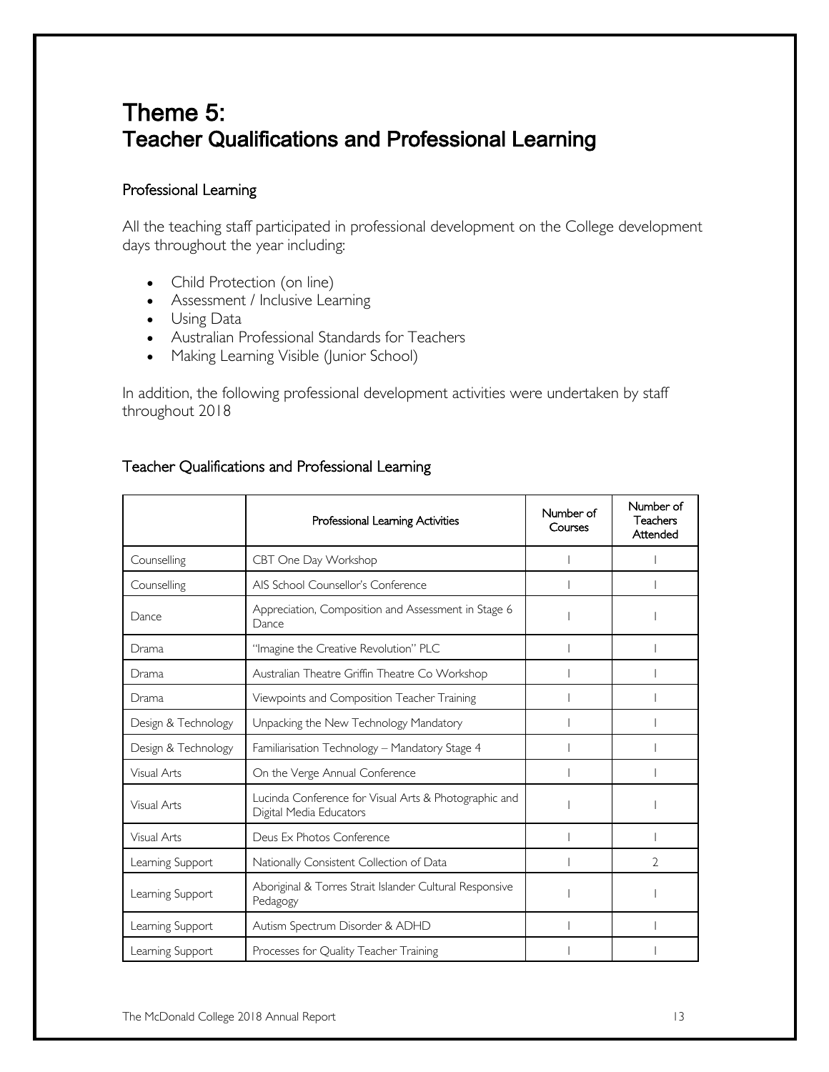# Theme 5:
# Teacher Qualifications and Professional Learning

## Professional Learning

All the teaching staff participated in professional development on the College development days throughout the year including:

- Child Protection (on line)
- Assessment / Inclusive Learning
- Using Data
- Australian Professional Standards for Teachers
- Making Learning Visible (Junior School)

In addition, the following professional development activities were undertaken by staff throughout 2018

## Teacher Qualifications and Professional Learning

| | Professional Learning Activities | Number of Courses | Number of Teachers Attended |
|---|---|---|---|
| Counselling | CBT One Day Workshop | 1 | 1 |
| Counselling | AIS School Counsellor's Conference | 1 | 1 |
| Dance | Appreciation, Composition and Assessment in Stage 6 Dance | 1 | 1 |
| Drama | "Imagine the Creative Revolution" PLC | 1 | 1 |
| Drama | Australian Theatre Griffin Theatre Co Workshop | 1 | 1 |
| Drama | Viewpoints and Composition Teacher Training | 1 | 1 |
| Design & Technology | Unpacking the New Technology Mandatory | 1 | 1 |
| Design & Technology | Familiarisation Technology – Mandatory Stage 4 | 1 | 1 |
| Visual Arts | On the Verge Annual Conference | 1 | 1 |
| Visual Arts | Lucinda Conference for Visual Arts & Photographic and Digital Media Educators | 1 | 1 |
| Visual Arts | Deus Ex Photos Conference | 1 | 1 |
| Learning Support | Nationally Consistent Collection of Data | 1 | 2 |
| Learning Support | Aboriginal & Torres Strait Islander Cultural Responsive Pedagogy | 1 | 1 |
| Learning Support | Autism Spectrum Disorder & ADHD | 1 | 1 |
| Learning Support | Processes for Quality Teacher Training | 1 | 1 |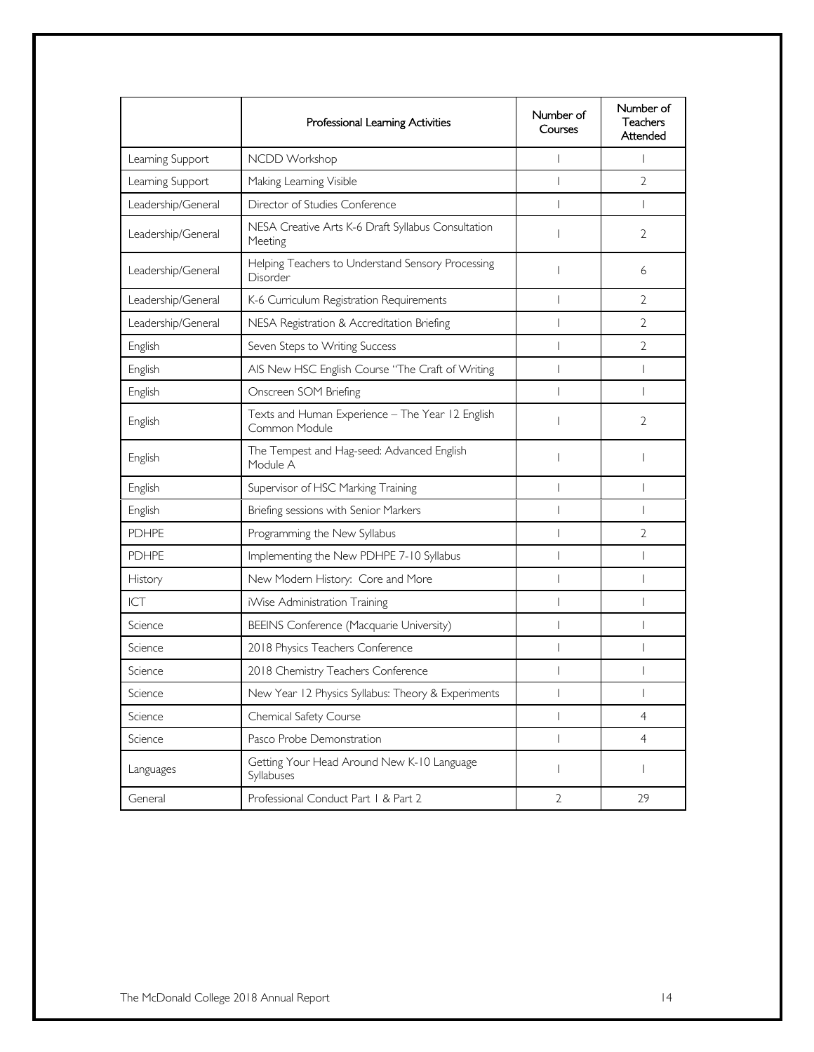| | Professional Learning Activities | Number of Courses | Number of Teachers Attended |
|---|---|---|---|
| Learning Support | NCDD Workshop | 1 | 1 |
| Learning Support | Making Learning Visible | 1 | 2 |
| Leadership/General | Director of Studies Conference | 1 | 1 |
| Leadership/General | NESA Creative Arts K-6 Draft Syllabus Consultation Meeting | 1 | 2 |
| Leadership/General | Helping Teachers to Understand Sensory Processing Disorder | 1 | 6 |
| Leadership/General | K-6 Curriculum Registration Requirements | 1 | 2 |
| Leadership/General | NESA Registration & Accreditation Briefing | 1 | 2 |
| English | Seven Steps to Writing Success | 1 | 2 |
| English | AIS New HSC English Course "The Craft of Writing | 1 | 1 |
| English | Onscreen SOM Briefing | 1 | 1 |
| English | Texts and Human Experience – The Year 12 English Common Module | 1 | 2 |
| English | The Tempest and Hag-seed: Advanced English Module A | 1 | 1 |
| English | Supervisor of HSC Marking Training | 1 | 1 |
| English | Briefing sessions with Senior Markers | 1 | 1 |
| PDHPE | Programming the New Syllabus | 1 | 2 |
| PDHPE | Implementing the New PDHPE 7-10 Syllabus | 1 | 1 |
| History | New Modern History: Core and More | 1 | 1 |
| ICT | iWise Administration Training | 1 | 1 |
| Science | BEEINS Conference (Macquarie University) | 1 | 1 |
| Science | 2018 Physics Teachers Conference | 1 | 1 |
| Science | 2018 Chemistry Teachers Conference | 1 | 1 |
| Science | New Year 12 Physics Syllabus: Theory & Experiments | 1 | 1 |
| Science | Chemical Safety Course | 1 | 4 |
| Science | Pasco Probe Demonstration | 1 | 4 |
| Languages | Getting Your Head Around New K-10 Language Syllabuses | 1 | 1 |
| General | Professional Conduct Part 1 & Part 2 | 2 | 29 |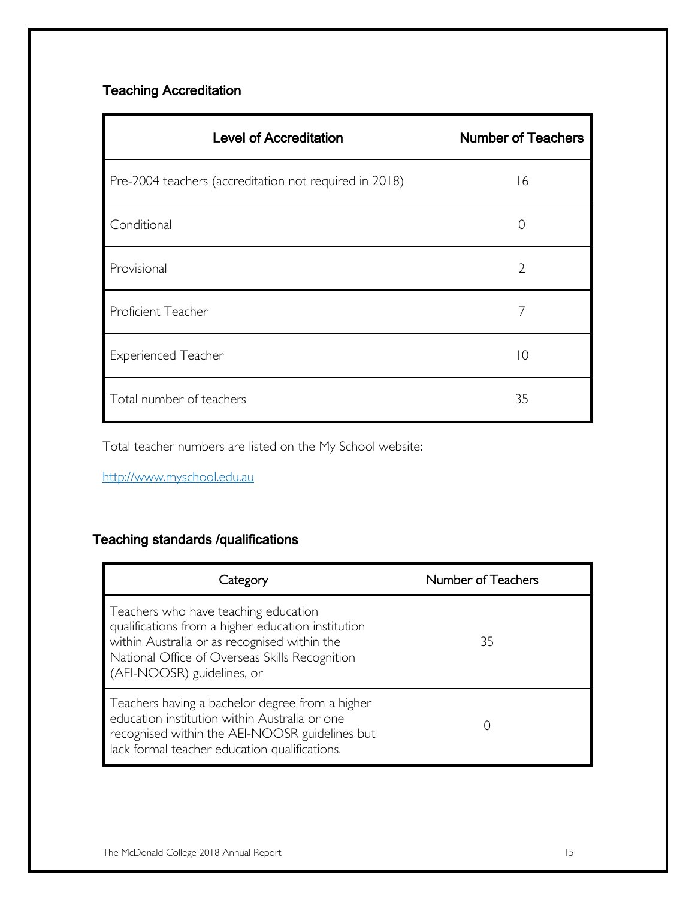## Teaching Accreditation

| Level of Accreditation | Number of Teachers |
|---|---|
| Pre-2004 teachers (accreditation not required in 2018) | 16 |
| Conditional | 0 |
| Provisional | 2 |
| Proficient Teacher | 7 |
| Experienced Teacher | 10 |
| Total number of teachers | 35 |

Total teacher numbers are listed on the My School website:

http://www.myschool.edu.au

## Teaching standards /qualifications

| Category | Number of Teachers |
|---|---|
| Teachers who have teaching education qualifications from a higher education institution within Australia or as recognised within the National Office of Overseas Skills Recognition (AEI-NOOSR) guidelines, or | 35 |
| Teachers having a bachelor degree from a higher education institution within Australia or one recognised within the AEI-NOOSR guidelines but lack formal teacher education qualifications. | 0 |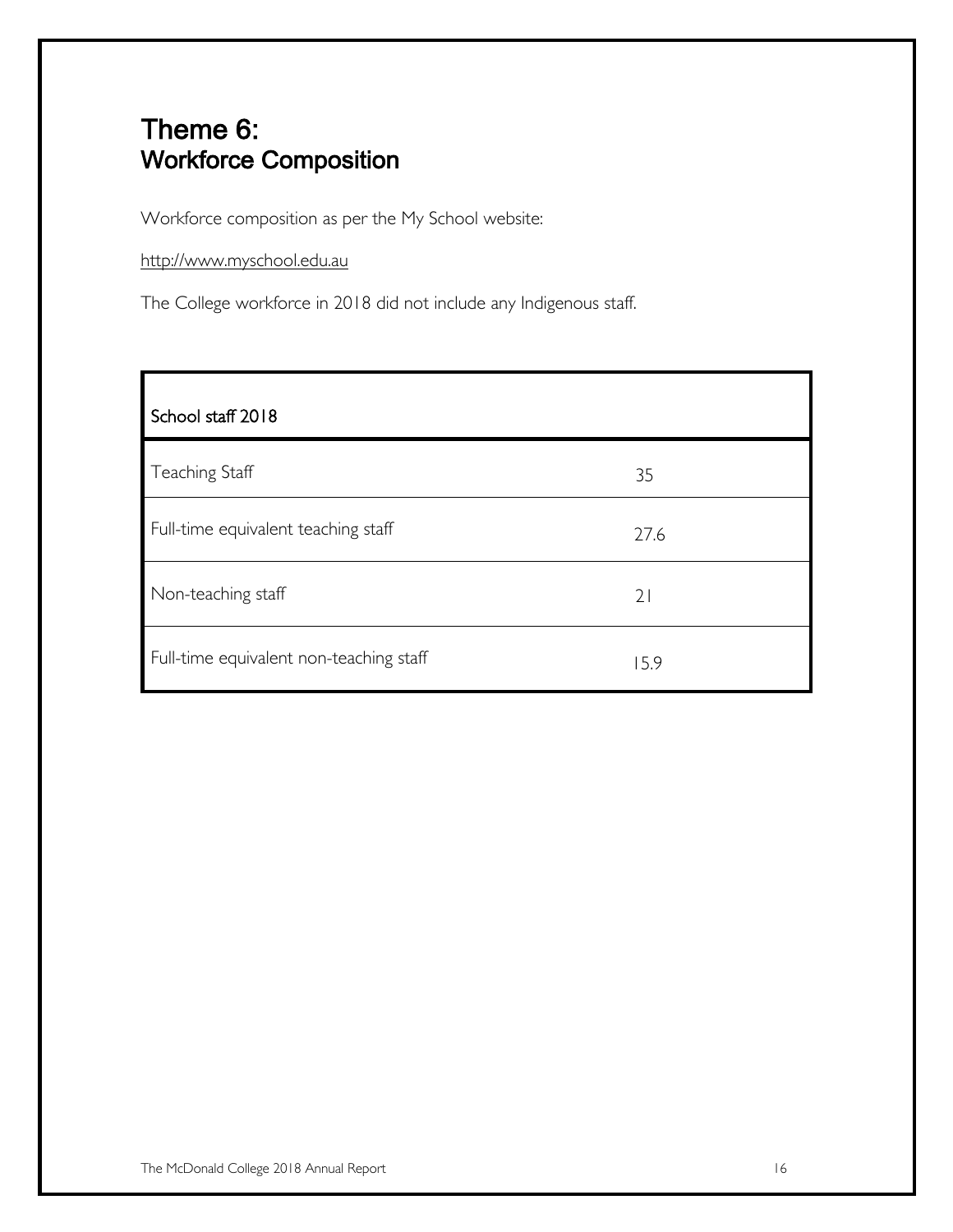# Theme 6:
## Workforce Composition

Workforce composition as per the My School website:

http://www.myschool.edu.au

The College workforce in 2018 did not include any Indigenous staff.

| School staff 2018 | |
|---|---|
| Teaching Staff | 35 |
| Full-time equivalent teaching staff | 27.6 |
| Non-teaching staff | 21 |
| Full-time equivalent non-teaching staff | 15.9 |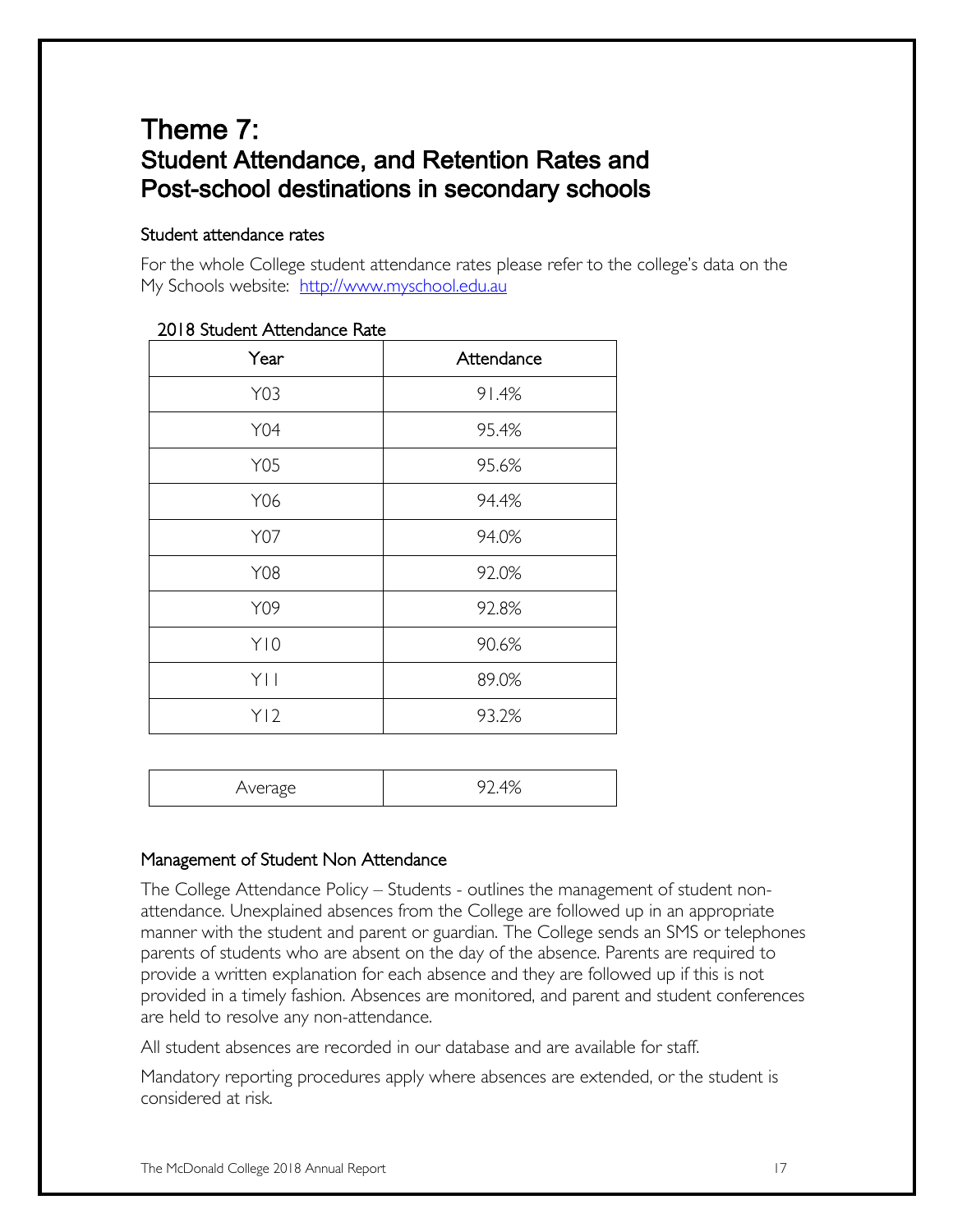# Theme 7:
# Student Attendance, and Retention Rates and Post-school destinations in secondary schools

### Student attendance rates

For the whole College student attendance rates please refer to the college's data on the My Schools website: [http://www.myschool.edu.au](http://www.myschool.edu.au)

2018 Student Attendance Rate

| Year | Attendance |
|---|---|
| Y03 | 91.4% |
| Y04 | 95.4% |
| Y05 | 95.6% |
| Y06 | 94.4% |
| Y07 | 94.0% |
| Y08 | 92.0% |
| Y09 | 92.8% |
| Y10 | 90.6% |
| Y11 | 89.0% |
| Y12 | 93.2% |

| Average | 92.4% |
|---|---|

### Management of Student Non Attendance

The College Attendance Policy – Students - outlines the management of student non-attendance. Unexplained absences from the College are followed up in an appropriate manner with the student and parent or guardian. The College sends an SMS or telephones parents of students who are absent on the day of the absence. Parents are required to provide a written explanation for each absence and they are followed up if this is not provided in a timely fashion. Absences are monitored, and parent and student conferences are held to resolve any non-attendance.

All student absences are recorded in our database and are available for staff.

Mandatory reporting procedures apply where absences are extended, or the student is considered at risk.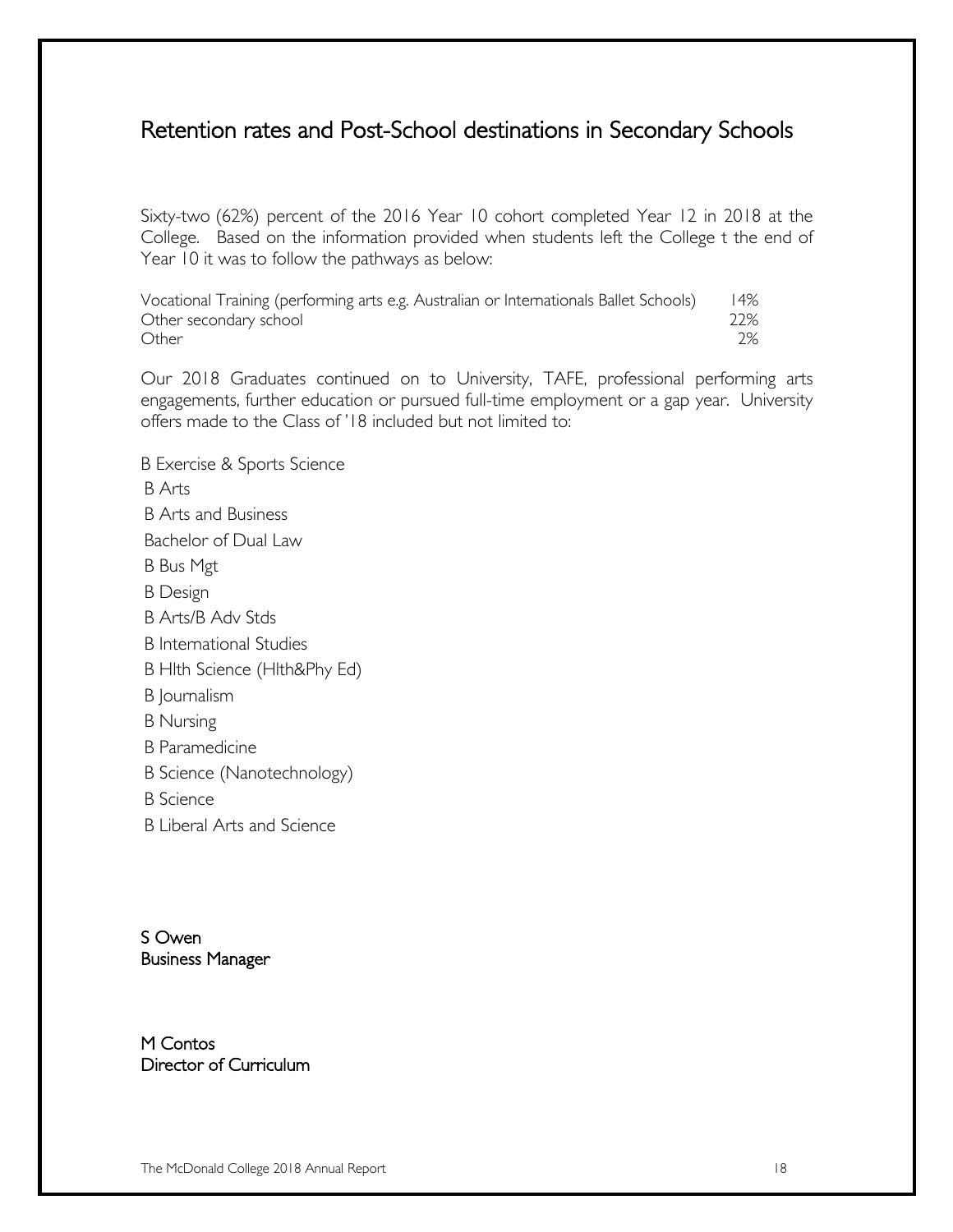# Retention rates and Post-School destinations in Secondary Schools

Sixty-two (62%) percent of the 2016 Year 10 cohort completed Year 12 in 2018 at the College. Based on the information provided when students left the College t the end of Year 10 it was to follow the pathways as below:

| | |
|---|---|
| Vocational Training (performing arts e.g. Australian or Internationals Ballet Schools) | 14% |
| Other secondary school | 22% |
| Other | 2% |

Our 2018 Graduates continued on to University, TAFE, professional performing arts engagements, further education or pursued full-time employment or a gap year. University offers made to the Class of '18 included but not limited to:

B Exercise & Sports Science
B Arts
B Arts and Business
Bachelor of Dual Law
B Bus Mgt
B Design
B Arts/B Adv Stds
B International Studies
B Hlth Science (Hlth&Phy Ed)
B Journalism
B Nursing
B Paramedicine
B Science (Nanotechnology)
B Science
B Liberal Arts and Science

S Owen
Business Manager

M Contos
Director of Curriculum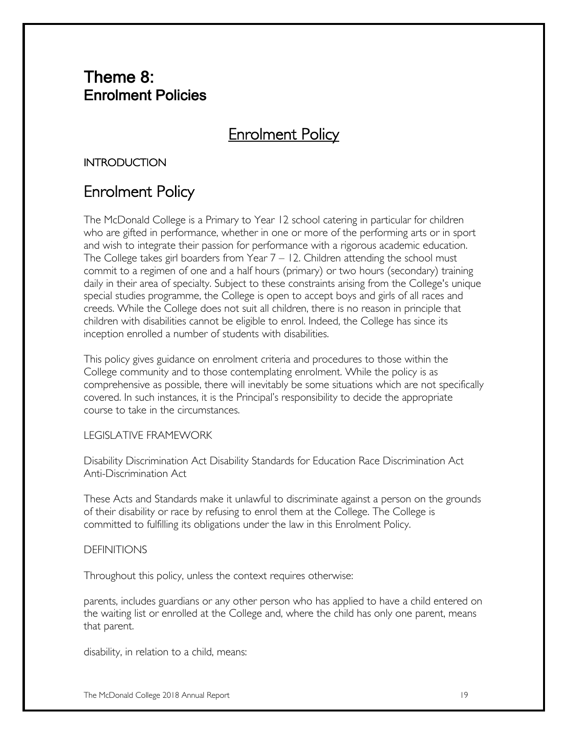# Theme 8:
## Enrolment Policies

## Enrolment Policy

INTRODUCTION

## Enrolment Policy

The McDonald College is a Primary to Year 12 school catering in particular for children who are gifted in performance, whether in one or more of the performing arts or in sport and wish to integrate their passion for performance with a rigorous academic education. The College takes girl boarders from Year 7 – 12. Children attending the school must commit to a regimen of one and a half hours (primary) or two hours (secondary) training daily in their area of specialty. Subject to these constraints arising from the College's unique special studies programme, the College is open to accept boys and girls of all races and creeds. While the College does not suit all children, there is no reason in principle that children with disabilities cannot be eligible to enrol. Indeed, the College has since its inception enrolled a number of students with disabilities.

This policy gives guidance on enrolment criteria and procedures to those within the College community and to those contemplating enrolment. While the policy is as comprehensive as possible, there will inevitably be some situations which are not specifically covered. In such instances, it is the Principal's responsibility to decide the appropriate course to take in the circumstances.

LEGISLATIVE FRAMEWORK

Disability Discrimination Act Disability Standards for Education Race Discrimination Act Anti-Discrimination Act

These Acts and Standards make it unlawful to discriminate against a person on the grounds of their disability or race by refusing to enrol them at the College. The College is committed to fulfilling its obligations under the law in this Enrolment Policy.

DEFINITIONS

Throughout this policy, unless the context requires otherwise:

parents, includes guardians or any other person who has applied to have a child entered on the waiting list or enrolled at the College and, where the child has only one parent, means that parent.

disability, in relation to a child, means: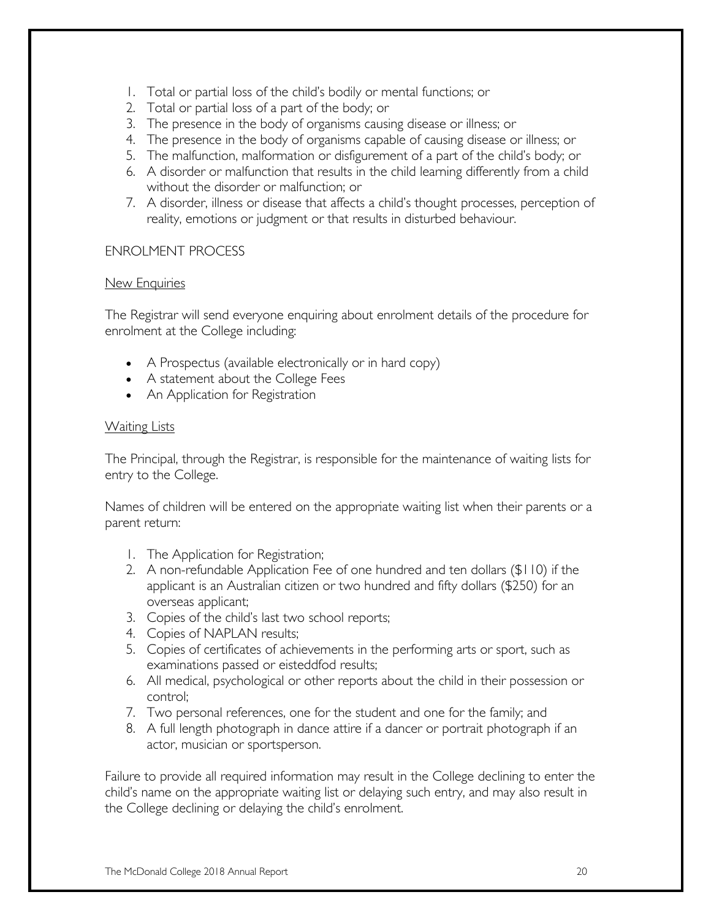1. Total or partial loss of the child's bodily or mental functions; or
2. Total or partial loss of a part of the body; or
3. The presence in the body of organisms causing disease or illness; or
4. The presence in the body of organisms capable of causing disease or illness; or
5. The malfunction, malformation or disfigurement of a part of the child's body; or
6. A disorder or malfunction that results in the child learning differently from a child without the disorder or malfunction; or
7. A disorder, illness or disease that affects a child's thought processes, perception of reality, emotions or judgment or that results in disturbed behaviour.

ENROLMENT PROCESS

<u>New Enquiries</u>

The Registrar will send everyone enquiring about enrolment details of the procedure for enrolment at the College including:

- A Prospectus (available electronically or in hard copy)
- A statement about the College Fees
- An Application for Registration

<u>Waiting Lists</u>

The Principal, through the Registrar, is responsible for the maintenance of waiting lists for entry to the College.

Names of children will be entered on the appropriate waiting list when their parents or a parent return:

1. The Application for Registration;
2. A non-refundable Application Fee of one hundred and ten dollars ($110) if the applicant is an Australian citizen or two hundred and fifty dollars ($250) for an overseas applicant;
3. Copies of the child's last two school reports;
4. Copies of NAPLAN results;
5. Copies of certificates of achievements in the performing arts or sport, such as examinations passed or eisteddfod results;
6. All medical, psychological or other reports about the child in their possession or control;
7. Two personal references, one for the student and one for the family; and
8. A full length photograph in dance attire if a dancer or portrait photograph if an actor, musician or sportsperson.

Failure to provide all required information may result in the College declining to enter the child's name on the appropriate waiting list or delaying such entry, and may also result in the College declining or delaying the child's enrolment.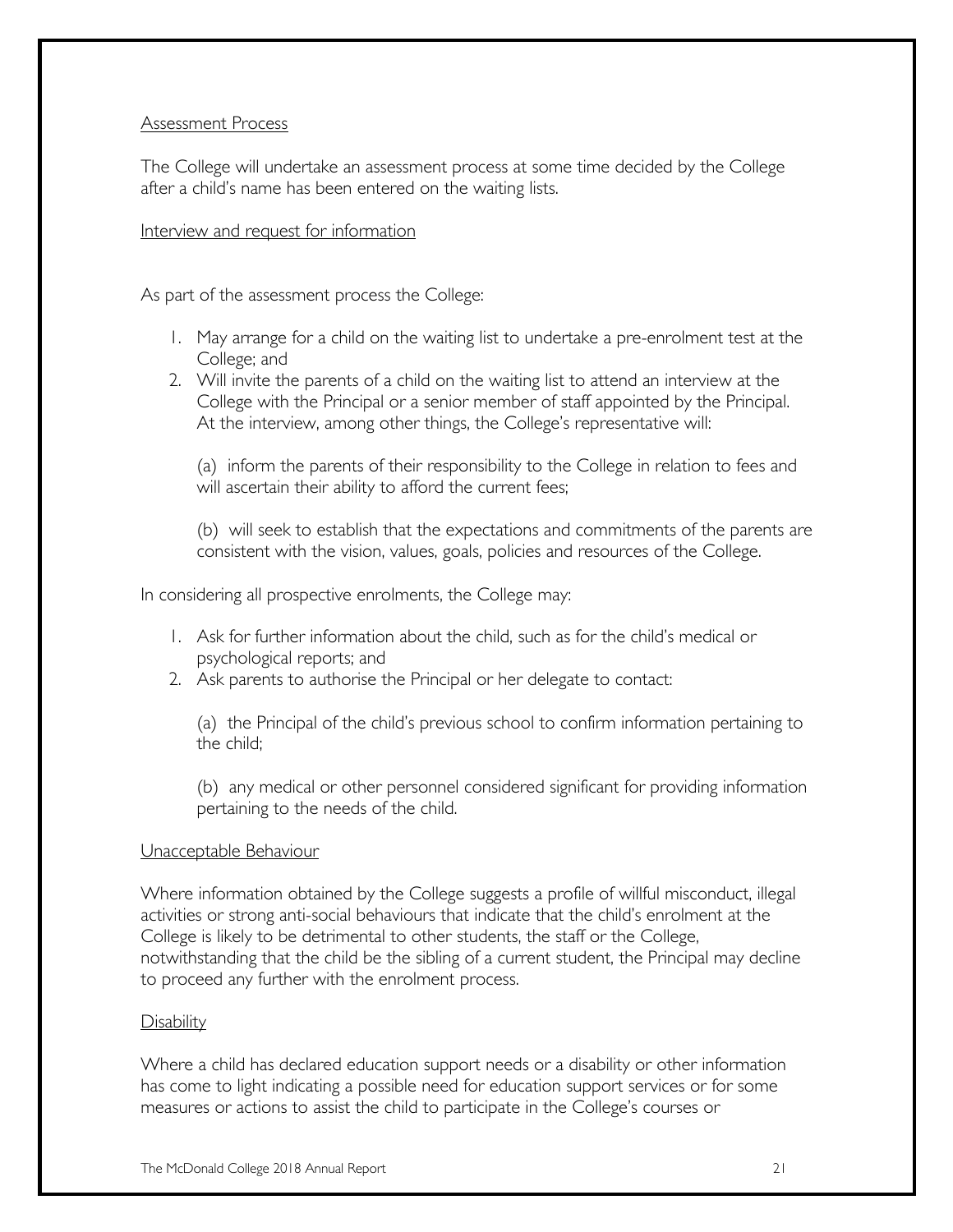Assessment Process

The College will undertake an assessment process at some time decided by the College after a child's name has been entered on the waiting lists.

Interview and request for information

As part of the assessment process the College:

1. May arrange for a child on the waiting list to undertake a pre-enrolment test at the College; and
2. Will invite the parents of a child on the waiting list to attend an interview at the College with the Principal or a senior member of staff appointed by the Principal. At the interview, among other things, the College's representative will:

   (a) inform the parents of their responsibility to the College in relation to fees and will ascertain their ability to afford the current fees;

   (b) will seek to establish that the expectations and commitments of the parents are consistent with the vision, values, goals, policies and resources of the College.

In considering all prospective enrolments, the College may:

1. Ask for further information about the child, such as for the child's medical or psychological reports; and
2. Ask parents to authorise the Principal or her delegate to contact:

   (a) the Principal of the child's previous school to confirm information pertaining to the child;

   (b) any medical or other personnel considered significant for providing information pertaining to the needs of the child.

Unacceptable Behaviour

Where information obtained by the College suggests a profile of willful misconduct, illegal activities or strong anti-social behaviours that indicate that the child's enrolment at the College is likely to be detrimental to other students, the staff or the College, notwithstanding that the child be the sibling of a current student, the Principal may decline to proceed any further with the enrolment process.

Disability

Where a child has declared education support needs or a disability or other information has come to light indicating a possible need for education support services or for some measures or actions to assist the child to participate in the College's courses or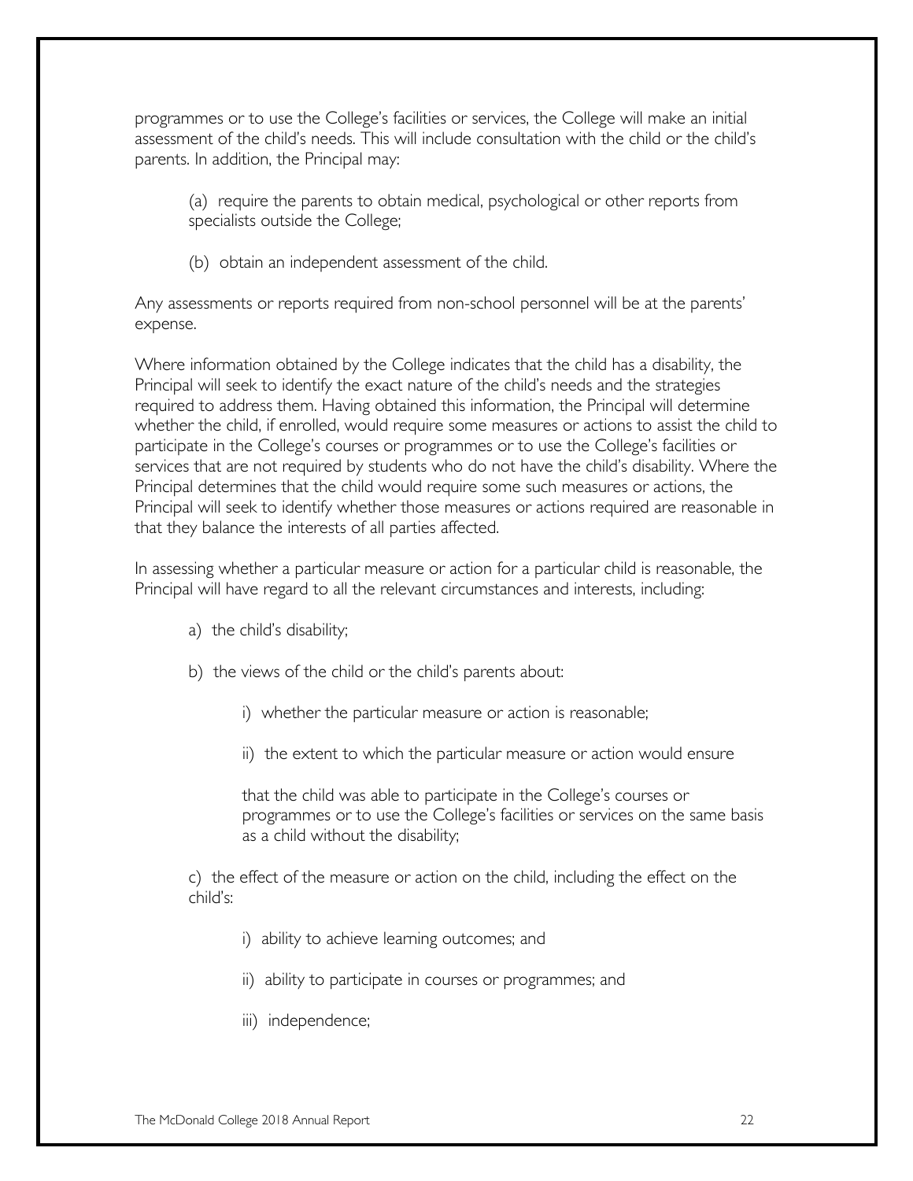programmes or to use the College's facilities or services, the College will make an initial assessment of the child's needs. This will include consultation with the child or the child's parents. In addition, the Principal may:

(a) require the parents to obtain medical, psychological or other reports from specialists outside the College;

(b) obtain an independent assessment of the child.

Any assessments or reports required from non-school personnel will be at the parents' expense.

Where information obtained by the College indicates that the child has a disability, the Principal will seek to identify the exact nature of the child's needs and the strategies required to address them. Having obtained this information, the Principal will determine whether the child, if enrolled, would require some measures or actions to assist the child to participate in the College's courses or programmes or to use the College's facilities or services that are not required by students who do not have the child's disability. Where the Principal determines that the child would require some such measures or actions, the Principal will seek to identify whether those measures or actions required are reasonable in that they balance the interests of all parties affected.

In assessing whether a particular measure or action for a particular child is reasonable, the Principal will have regard to all the relevant circumstances and interests, including:

a) the child's disability;

b) the views of the child or the child's parents about:

  i) whether the particular measure or action is reasonable;

  ii) the extent to which the particular measure or action would ensure that the child was able to participate in the College's courses or programmes or to use the College's facilities or services on the same basis as a child without the disability;

c) the effect of the measure or action on the child, including the effect on the child's:

  i) ability to achieve learning outcomes; and

  ii) ability to participate in courses or programmes; and

  iii) independence;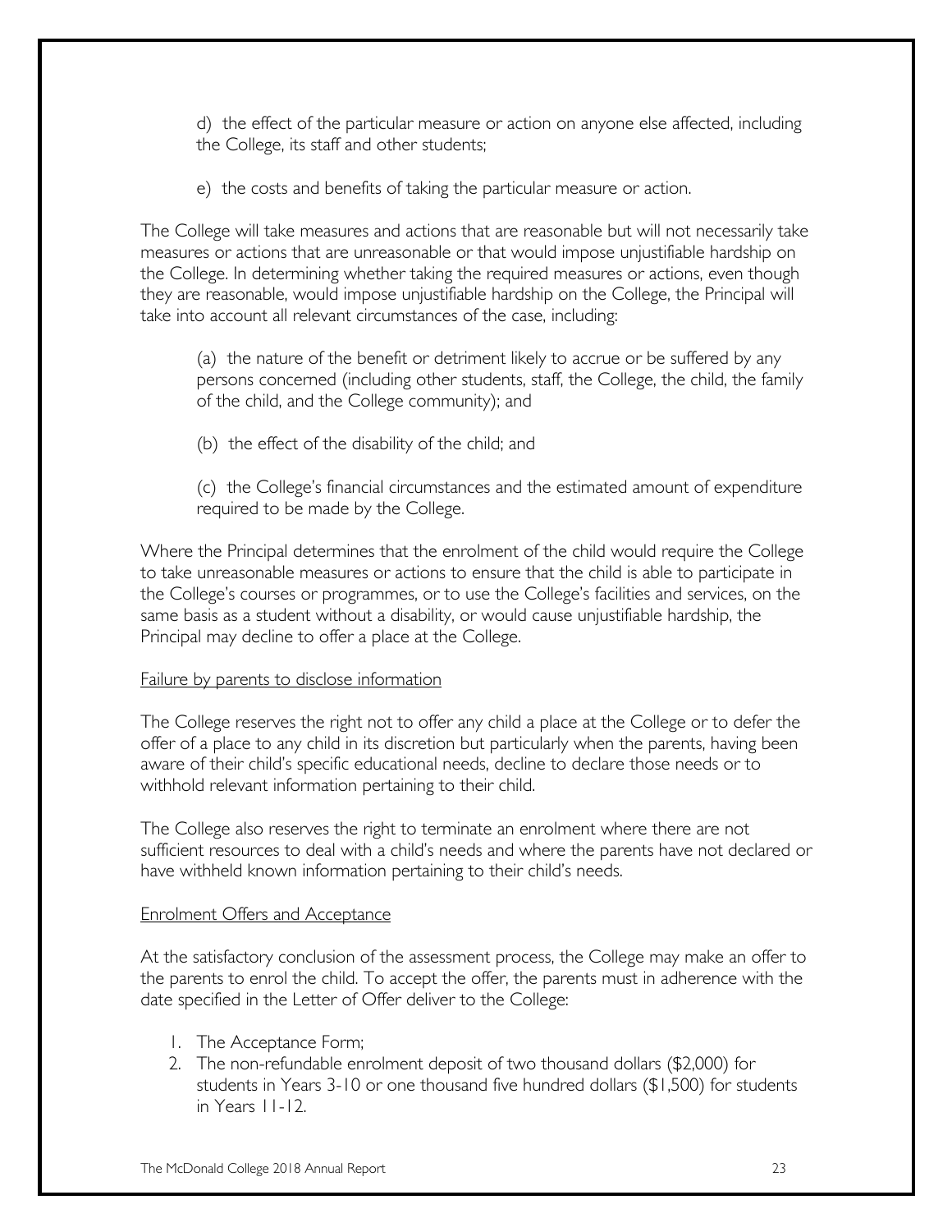d) the effect of the particular measure or action on anyone else affected, including the College, its staff and other students;

e) the costs and benefits of taking the particular measure or action.

The College will take measures and actions that are reasonable but will not necessarily take measures or actions that are unreasonable or that would impose unjustifiable hardship on the College. In determining whether taking the required measures or actions, even though they are reasonable, would impose unjustifiable hardship on the College, the Principal will take into account all relevant circumstances of the case, including:

(a) the nature of the benefit or detriment likely to accrue or be suffered by any persons concerned (including other students, staff, the College, the child, the family of the child, and the College community); and

(b) the effect of the disability of the child; and

(c) the College's financial circumstances and the estimated amount of expenditure required to be made by the College.

Where the Principal determines that the enrolment of the child would require the College to take unreasonable measures or actions to ensure that the child is able to participate in the College's courses or programmes, or to use the College's facilities and services, on the same basis as a student without a disability, or would cause unjustifiable hardship, the Principal may decline to offer a place at the College.

<u>Failure by parents to disclose information</u>

The College reserves the right not to offer any child a place at the College or to defer the offer of a place to any child in its discretion but particularly when the parents, having been aware of their child's specific educational needs, decline to declare those needs or to withhold relevant information pertaining to their child.

The College also reserves the right to terminate an enrolment where there are not sufficient resources to deal with a child's needs and where the parents have not declared or have withheld known information pertaining to their child's needs.

<u>Enrolment Offers and Acceptance</u>

At the satisfactory conclusion of the assessment process, the College may make an offer to the parents to enrol the child. To accept the offer, the parents must in adherence with the date specified in the Letter of Offer deliver to the College:

1. The Acceptance Form;
2. The non-refundable enrolment deposit of two thousand dollars ($2,000) for students in Years 3-10 or one thousand five hundred dollars ($1,500) for students in Years 11-12.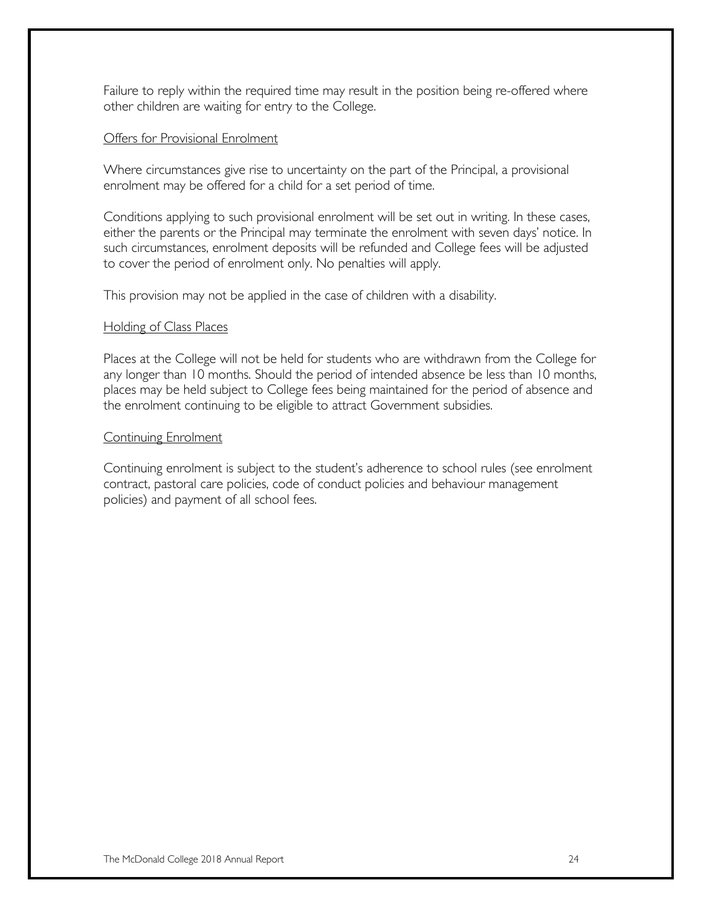Failure to reply within the required time may result in the position being re-offered where other children are waiting for entry to the College.

### Offers for Provisional Enrolment

Where circumstances give rise to uncertainty on the part of the Principal, a provisional enrolment may be offered for a child for a set period of time.

Conditions applying to such provisional enrolment will be set out in writing. In these cases, either the parents or the Principal may terminate the enrolment with seven days' notice. In such circumstances, enrolment deposits will be refunded and College fees will be adjusted to cover the period of enrolment only. No penalties will apply.

This provision may not be applied in the case of children with a disability.

### Holding of Class Places

Places at the College will not be held for students who are withdrawn from the College for any longer than 10 months. Should the period of intended absence be less than 10 months, places may be held subject to College fees being maintained for the period of absence and the enrolment continuing to be eligible to attract Government subsidies.

### Continuing Enrolment

Continuing enrolment is subject to the student's adherence to school rules (see enrolment contract, pastoral care policies, code of conduct policies and behaviour management policies) and payment of all school fees.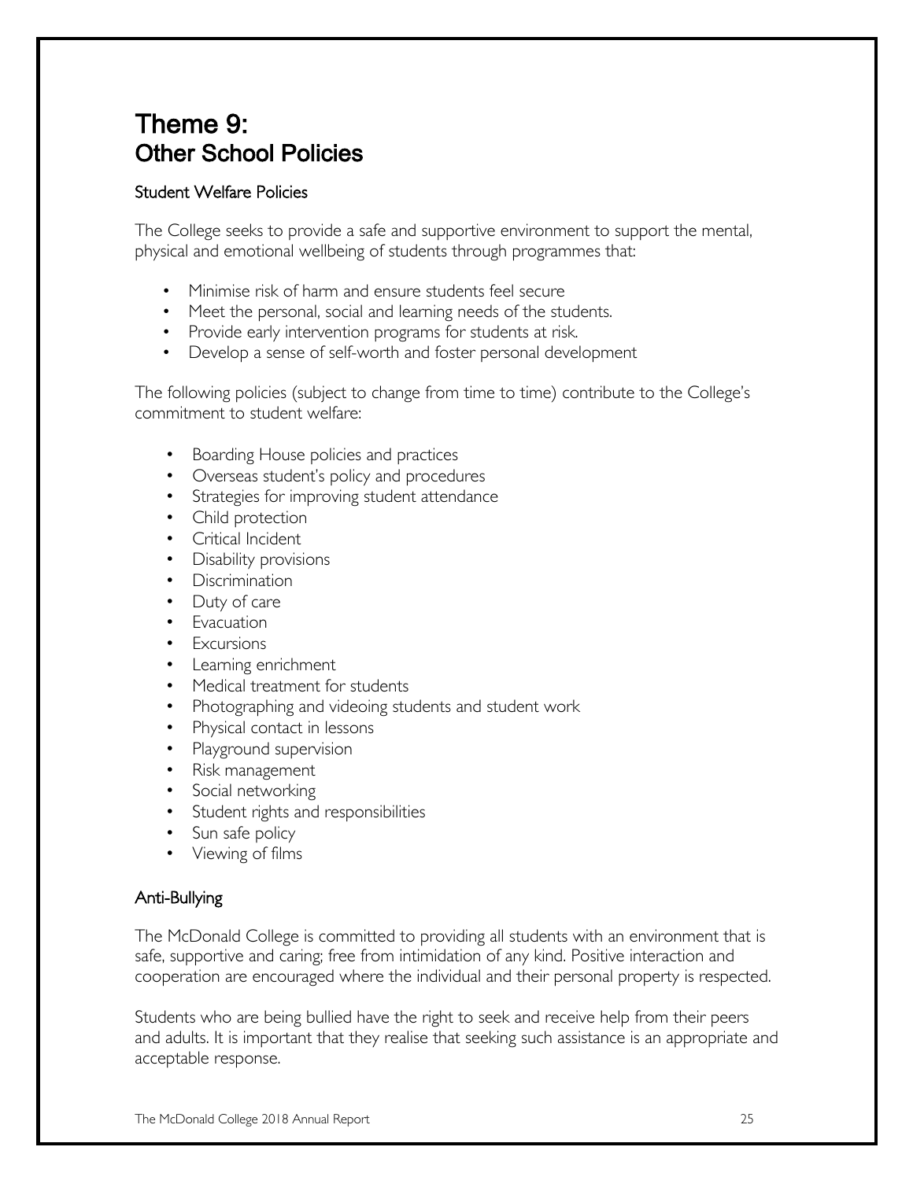# Theme 9:
# Other School Policies

## Student Welfare Policies

The College seeks to provide a safe and supportive environment to support the mental, physical and emotional wellbeing of students through programmes that:

- Minimise risk of harm and ensure students feel secure
- Meet the personal, social and learning needs of the students.
- Provide early intervention programs for students at risk.
- Develop a sense of self-worth and foster personal development

The following policies (subject to change from time to time) contribute to the College's commitment to student welfare:

- Boarding House policies and practices
- Overseas student's policy and procedures
- Strategies for improving student attendance
- Child protection
- Critical Incident
- Disability provisions
- Discrimination
- Duty of care
- Evacuation
- Excursions
- Learning enrichment
- Medical treatment for students
- Photographing and videoing students and student work
- Physical contact in lessons
- Playground supervision
- Risk management
- Social networking
- Student rights and responsibilities
- Sun safe policy
- Viewing of films

## Anti-Bullying

The McDonald College is committed to providing all students with an environment that is safe, supportive and caring; free from intimidation of any kind. Positive interaction and cooperation are encouraged where the individual and their personal property is respected.

Students who are being bullied have the right to seek and receive help from their peers and adults. It is important that they realise that seeking such assistance is an appropriate and acceptable response.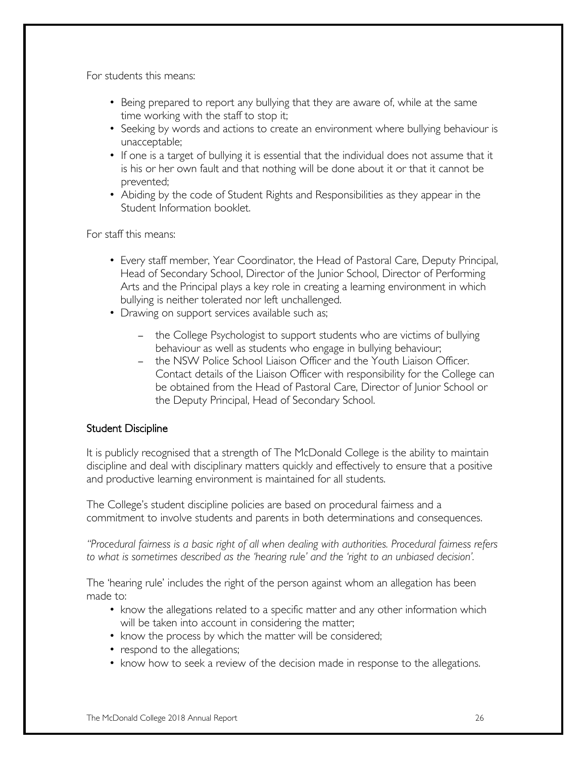For students this means:

- Being prepared to report any bullying that they are aware of, while at the same time working with the staff to stop it;
- Seeking by words and actions to create an environment where bullying behaviour is unacceptable;
- If one is a target of bullying it is essential that the individual does not assume that it is his or her own fault and that nothing will be done about it or that it cannot be prevented;
- Abiding by the code of Student Rights and Responsibilities as they appear in the Student Information booklet.

For staff this means:

- Every staff member, Year Coordinator, the Head of Pastoral Care, Deputy Principal, Head of Secondary School, Director of the Junior School, Director of Performing Arts and the Principal plays a key role in creating a learning environment in which bullying is neither tolerated nor left unchallenged.
- Drawing on support services available such as;
  - the College Psychologist to support students who are victims of bullying behaviour as well as students who engage in bullying behaviour;
  - the NSW Police School Liaison Officer and the Youth Liaison Officer. Contact details of the Liaison Officer with responsibility for the College can be obtained from the Head of Pastoral Care, Director of Junior School or the Deputy Principal, Head of Secondary School.

## Student Discipline

It is publicly recognised that a strength of The McDonald College is the ability to maintain discipline and deal with disciplinary matters quickly and effectively to ensure that a positive and productive learning environment is maintained for all students.

The College's student discipline policies are based on procedural fairness and a commitment to involve students and parents in both determinations and consequences.

*"Procedural fairness is a basic right of all when dealing with authorities. Procedural fairness refers to what is sometimes described as the 'hearing rule' and the 'right to an unbiased decision'.*

The 'hearing rule' includes the right of the person against whom an allegation has been made to:

- know the allegations related to a specific matter and any other information which will be taken into account in considering the matter;
- know the process by which the matter will be considered;
- respond to the allegations;
- know how to seek a review of the decision made in response to the allegations.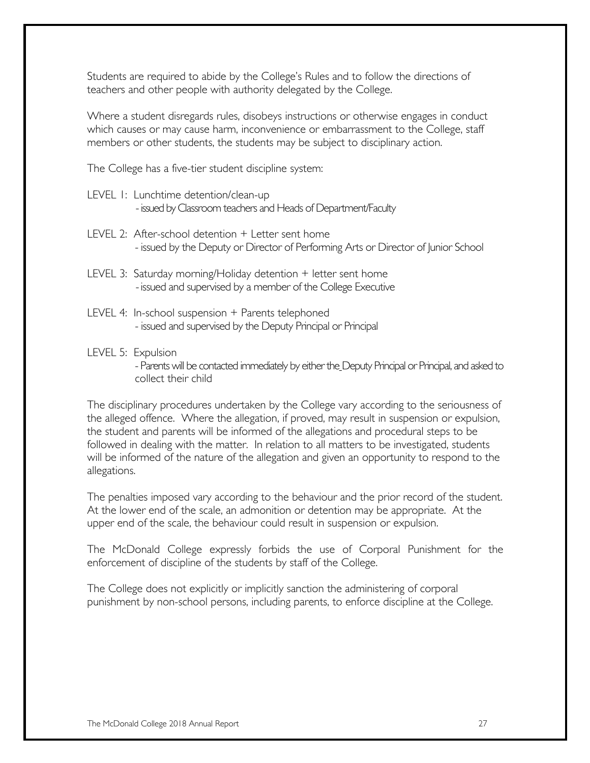Students are required to abide by the College's Rules and to follow the directions of teachers and other people with authority delegated by the College.

Where a student disregards rules, disobeys instructions or otherwise engages in conduct which causes or may cause harm, inconvenience or embarrassment to the College, staff members or other students, the students may be subject to disciplinary action.

The College has a five-tier student discipline system:

LEVEL 1: Lunchtime detention/clean-up
- issued by Classroom teachers and Heads of Department/Faculty

LEVEL 2: After-school detention + Letter sent home
- issued by the Deputy or Director of Performing Arts or Director of Junior School

LEVEL 3: Saturday morning/Holiday detention + letter sent home
- issued and supervised by a member of the College Executive

LEVEL 4: In-school suspension + Parents telephoned
- issued and supervised by the Deputy Principal or Principal

LEVEL 5: Expulsion
- Parents will be contacted immediately by either the Deputy Principal or Principal, and asked to collect their child

The disciplinary procedures undertaken by the College vary according to the seriousness of the alleged offence. Where the allegation, if proved, may result in suspension or expulsion, the student and parents will be informed of the allegations and procedural steps to be followed in dealing with the matter. In relation to all matters to be investigated, students will be informed of the nature of the allegation and given an opportunity to respond to the allegations.

The penalties imposed vary according to the behaviour and the prior record of the student. At the lower end of the scale, an admonition or detention may be appropriate. At the upper end of the scale, the behaviour could result in suspension or expulsion.

The McDonald College expressly forbids the use of Corporal Punishment for the enforcement of discipline of the students by staff of the College.

The College does not explicitly or implicitly sanction the administering of corporal punishment by non-school persons, including parents, to enforce discipline at the College.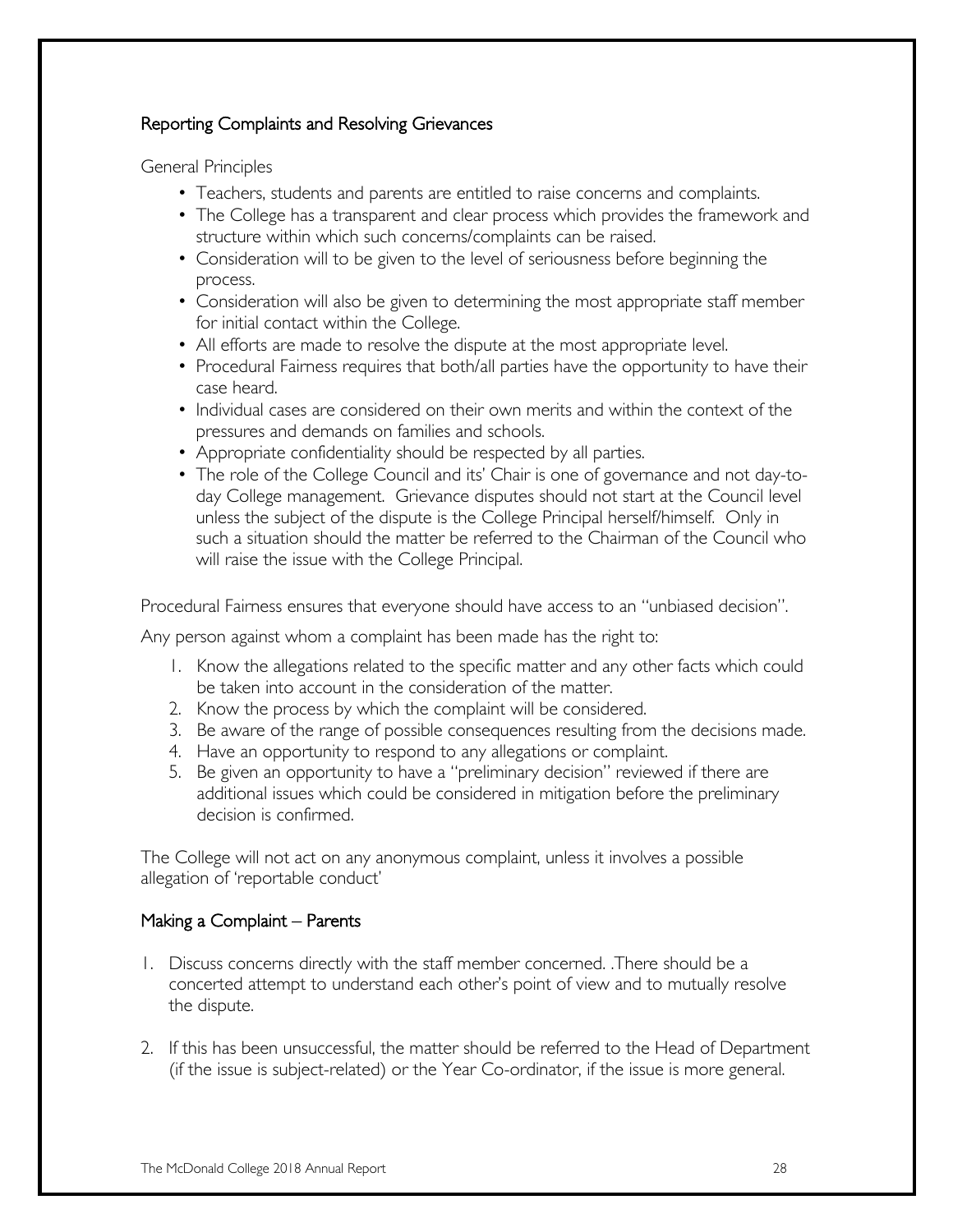## Reporting Complaints and Resolving Grievances

General Principles

- Teachers, students and parents are entitled to raise concerns and complaints.
- The College has a transparent and clear process which provides the framework and structure within which such concerns/complaints can be raised.
- Consideration will to be given to the level of seriousness before beginning the process.
- Consideration will also be given to determining the most appropriate staff member for initial contact within the College.
- All efforts are made to resolve the dispute at the most appropriate level.
- Procedural Fairness requires that both/all parties have the opportunity to have their case heard.
- Individual cases are considered on their own merits and within the context of the pressures and demands on families and schools.
- Appropriate confidentiality should be respected by all parties.
- The role of the College Council and its' Chair is one of governance and not day-to-day College management. Grievance disputes should not start at the Council level unless the subject of the dispute is the College Principal herself/himself. Only in such a situation should the matter be referred to the Chairman of the Council who will raise the issue with the College Principal.

Procedural Fairness ensures that everyone should have access to an "unbiased decision".

Any person against whom a complaint has been made has the right to:

1. Know the allegations related to the specific matter and any other facts which could be taken into account in the consideration of the matter.
2. Know the process by which the complaint will be considered.
3. Be aware of the range of possible consequences resulting from the decisions made.
4. Have an opportunity to respond to any allegations or complaint.
5. Be given an opportunity to have a "preliminary decision" reviewed if there are additional issues which could be considered in mitigation before the preliminary decision is confirmed.

The College will not act on any anonymous complaint, unless it involves a possible allegation of 'reportable conduct'

## Making a Complaint – Parents

1. Discuss concerns directly with the staff member concerned. .There should be a concerted attempt to understand each other's point of view and to mutually resolve the dispute.

2. If this has been unsuccessful, the matter should be referred to the Head of Department (if the issue is subject-related) or the Year Co-ordinator, if the issue is more general.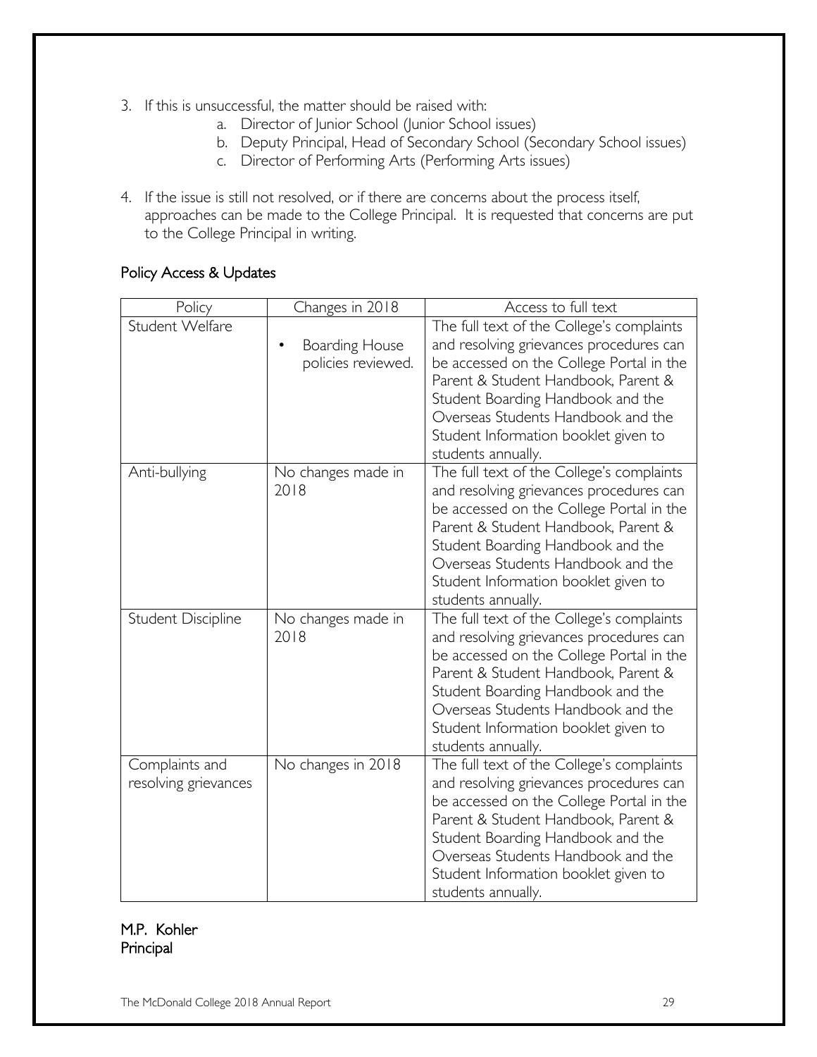3. If this is unsuccessful, the matter should be raised with:
    a. Director of Junior School (Junior School issues)
    b. Deputy Principal, Head of Secondary School (Secondary School issues)
    c. Director of Performing Arts (Performing Arts issues)

4. If the issue is still not resolved, or if there are concerns about the process itself, approaches can be made to the College Principal. It is requested that concerns are put to the College Principal in writing.

## Policy Access & Updates

| Policy | Changes in 2018 | Access to full text |
|---|---|---|
| Student Welfare | • Boarding House policies reviewed. | The full text of the College's complaints and resolving grievances procedures can be accessed on the College Portal in the Parent & Student Handbook, Parent & Student Boarding Handbook and the Overseas Students Handbook and the Student Information booklet given to students annually. |
| Anti-bullying | No changes made in 2018 | The full text of the College's complaints and resolving grievances procedures can be accessed on the College Portal in the Parent & Student Handbook, Parent & Student Boarding Handbook and the Overseas Students Handbook and the Student Information booklet given to students annually. |
| Student Discipline | No changes made in 2018 | The full text of the College's complaints and resolving grievances procedures can be accessed on the College Portal in the Parent & Student Handbook, Parent & Student Boarding Handbook and the Overseas Students Handbook and the Student Information booklet given to students annually. |
| Complaints and resolving grievances | No changes in 2018 | The full text of the College's complaints and resolving grievances procedures can be accessed on the College Portal in the Parent & Student Handbook, Parent & Student Boarding Handbook and the Overseas Students Handbook and the Student Information booklet given to students annually. |

M.P. Kohler
Principal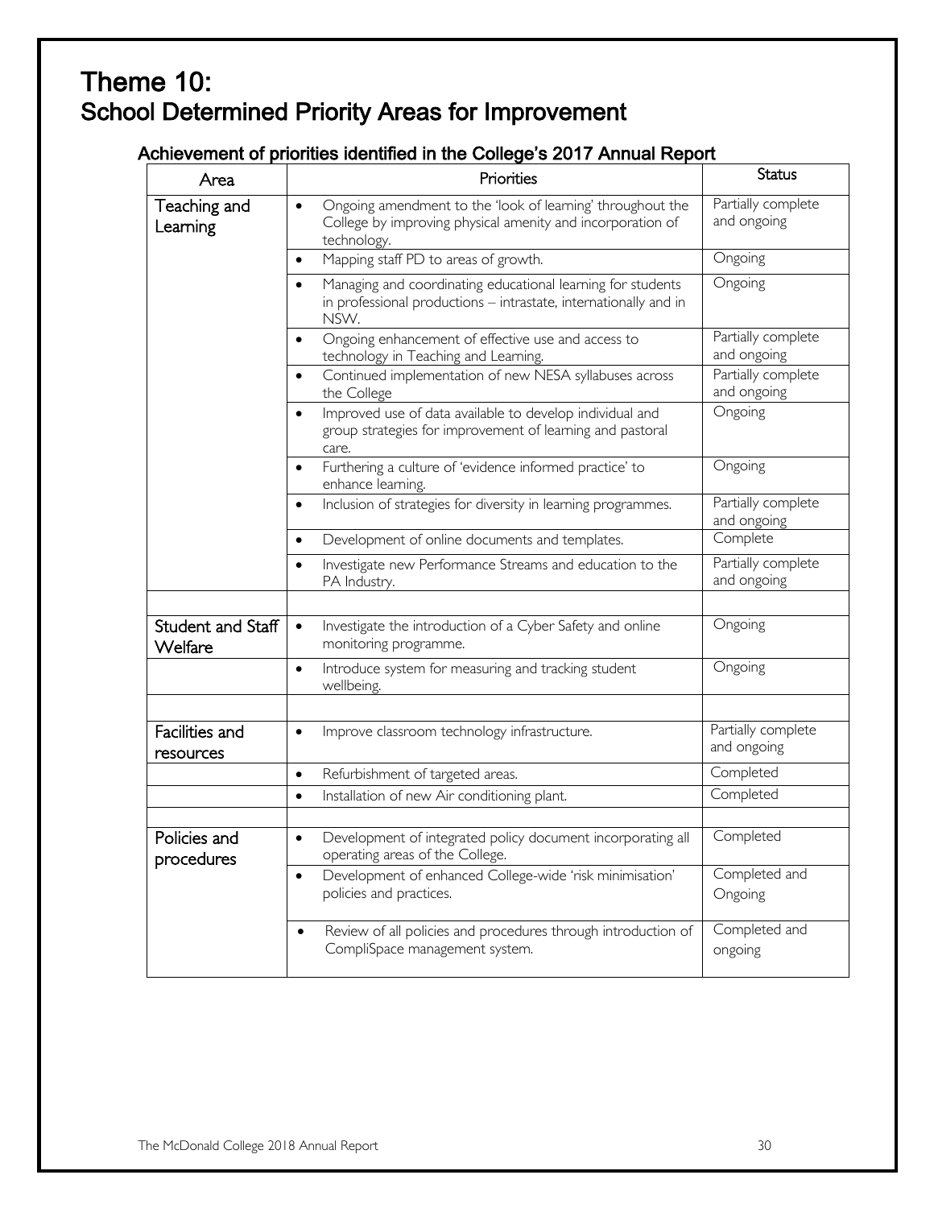# Theme 10:
## School Determined Priority Areas for Improvement

### Achievement of priorities identified in the College's 2017 Annual Report

| Area | Priorities | Status |
|---|---|---|
| Teaching and Learning | • Ongoing amendment to the 'look of learning' throughout the College by improving physical amenity and incorporation of technology. | Partially complete and ongoing |
| | • Mapping staff PD to areas of growth. | Ongoing |
| | • Managing and coordinating educational learning for students in professional productions – intrastate, internationally and in NSW. | Ongoing |
| | • Ongoing enhancement of effective use and access to technology in Teaching and Learning. | Partially complete and ongoing |
| | • Continued implementation of new NESA syllabuses across the College | Partially complete and ongoing |
| | • Improved use of data available to develop individual and group strategies for improvement of learning and pastoral care. | Ongoing |
| | • Furthering a culture of 'evidence informed practice' to enhance learning. | Ongoing |
| | • Inclusion of strategies for diversity in learning programmes. | Partially complete and ongoing |
| | • Development of online documents and templates. | Complete |
| | • Investigate new Performance Streams and education to the PA Industry. | Partially complete and ongoing |
| | | |
| Student and Staff Welfare | • Investigate the introduction of a Cyber Safety and online monitoring programme. | Ongoing |
| | • Introduce system for measuring and tracking student wellbeing. | Ongoing |
| | | |
| Facilities and resources | • Improve classroom technology infrastructure. | Partially complete and ongoing |
| | • Refurbishment of targeted areas. | Completed |
| | • Installation of new Air conditioning plant. | Completed |
| | | |
| Policies and procedures | • Development of integrated policy document incorporating all operating areas of the College. | Completed |
| | • Development of enhanced College-wide 'risk minimisation' policies and practices. | Completed and Ongoing |
| | • Review of all policies and procedures through introduction of CompliSpace management system. | Completed and ongoing |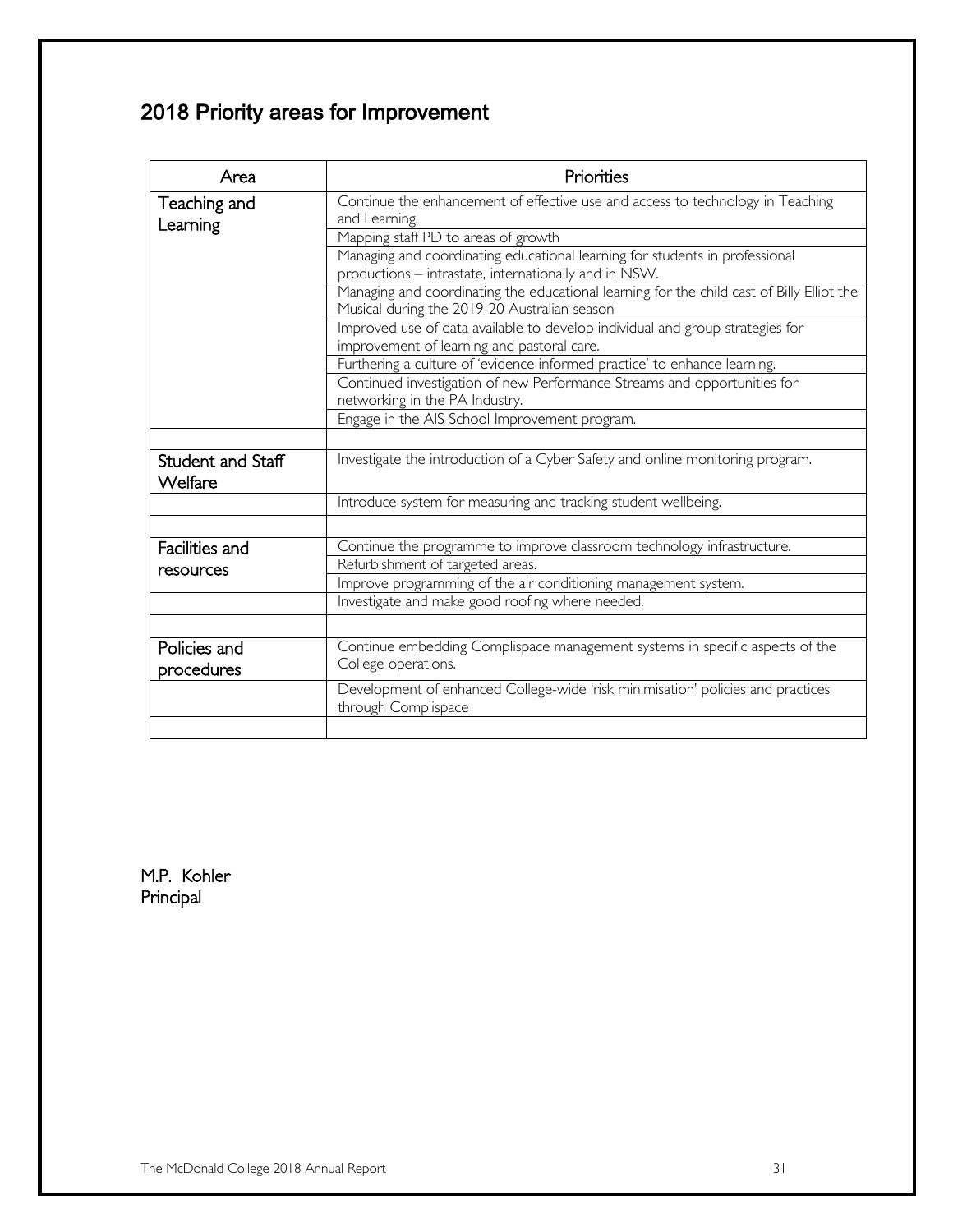## 2018 Priority areas for Improvement

| Area | Priorities |
|---|---|
| Teaching and Learning | Continue the enhancement of effective use and access to technology in Teaching and Learning. |
| | Mapping staff PD to areas of growth |
| | Managing and coordinating educational learning for students in professional productions – intrastate, internationally and in NSW. |
| | Managing and coordinating the educational learning for the child cast of Billy Elliot the Musical during the 2019-20 Australian season |
| | Improved use of data available to develop individual and group strategies for improvement of learning and pastoral care. |
| | Furthering a culture of 'evidence informed practice' to enhance learning. |
| | Continued investigation of new Performance Streams and opportunities for networking in the PA Industry. |
| | Engage in the AIS School Improvement program. |
| | |
| Student and Staff Welfare | Investigate the introduction of a Cyber Safety and online monitoring program. |
| | Introduce system for measuring and tracking student wellbeing. |
| | |
| Facilities and resources | Continue the programme to improve classroom technology infrastructure. |
| | Refurbishment of targeted areas. |
| | Improve programming of the air conditioning management system. |
| | Investigate and make good roofing where needed. |
| | |
| Policies and procedures | Continue embedding Complispace management systems in specific aspects of the College operations. |
| | Development of enhanced College-wide 'risk minimisation' policies and practices through Complispace |
| | |

M.P. Kohler
Principal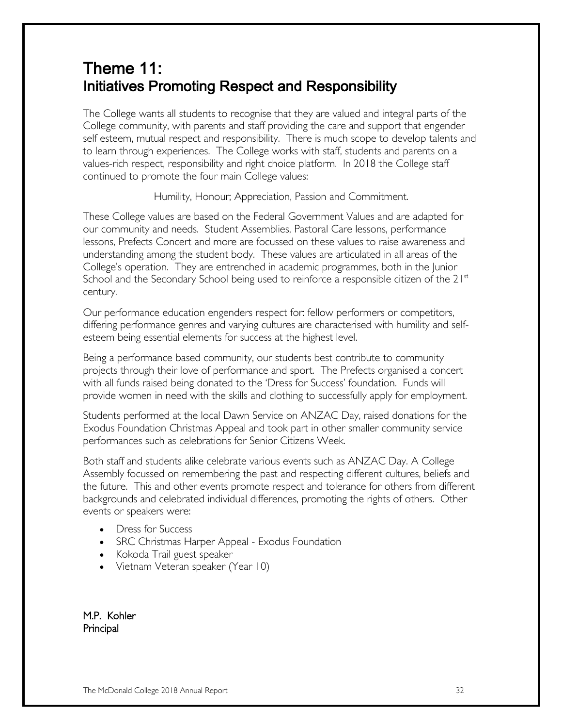# Theme 11:
# Initiatives Promoting Respect and Responsibility

The College wants all students to recognise that they are valued and integral parts of the College community, with parents and staff providing the care and support that engender self esteem, mutual respect and responsibility. There is much scope to develop talents and to learn through experiences. The College works with staff, students and parents on a values-rich respect, responsibility and right choice platform. In 2018 the College staff continued to promote the four main College values:

Humility, Honour; Appreciation, Passion and Commitment.

These College values are based on the Federal Government Values and are adapted for our community and needs. Student Assemblies, Pastoral Care lessons, performance lessons, Prefects Concert and more are focussed on these values to raise awareness and understanding among the student body. These values are articulated in all areas of the College's operation. They are entrenched in academic programmes, both in the Junior School and the Secondary School being used to reinforce a responsible citizen of the 21st century.

Our performance education engenders respect for: fellow performers or competitors, differing performance genres and varying cultures are characterised with humility and self-esteem being essential elements for success at the highest level.

Being a performance based community, our students best contribute to community projects through their love of performance and sport. The Prefects organised a concert with all funds raised being donated to the 'Dress for Success' foundation. Funds will provide women in need with the skills and clothing to successfully apply for employment.

Students performed at the local Dawn Service on ANZAC Day, raised donations for the Exodus Foundation Christmas Appeal and took part in other smaller community service performances such as celebrations for Senior Citizens Week.

Both staff and students alike celebrate various events such as ANZAC Day. A College Assembly focussed on remembering the past and respecting different cultures, beliefs and the future. This and other events promote respect and tolerance for others from different backgrounds and celebrated individual differences, promoting the rights of others. Other events or speakers were:

- Dress for Success
- SRC Christmas Harper Appeal - Exodus Foundation
- Kokoda Trail guest speaker
- Vietnam Veteran speaker (Year 10)

M.P. Kohler
Principal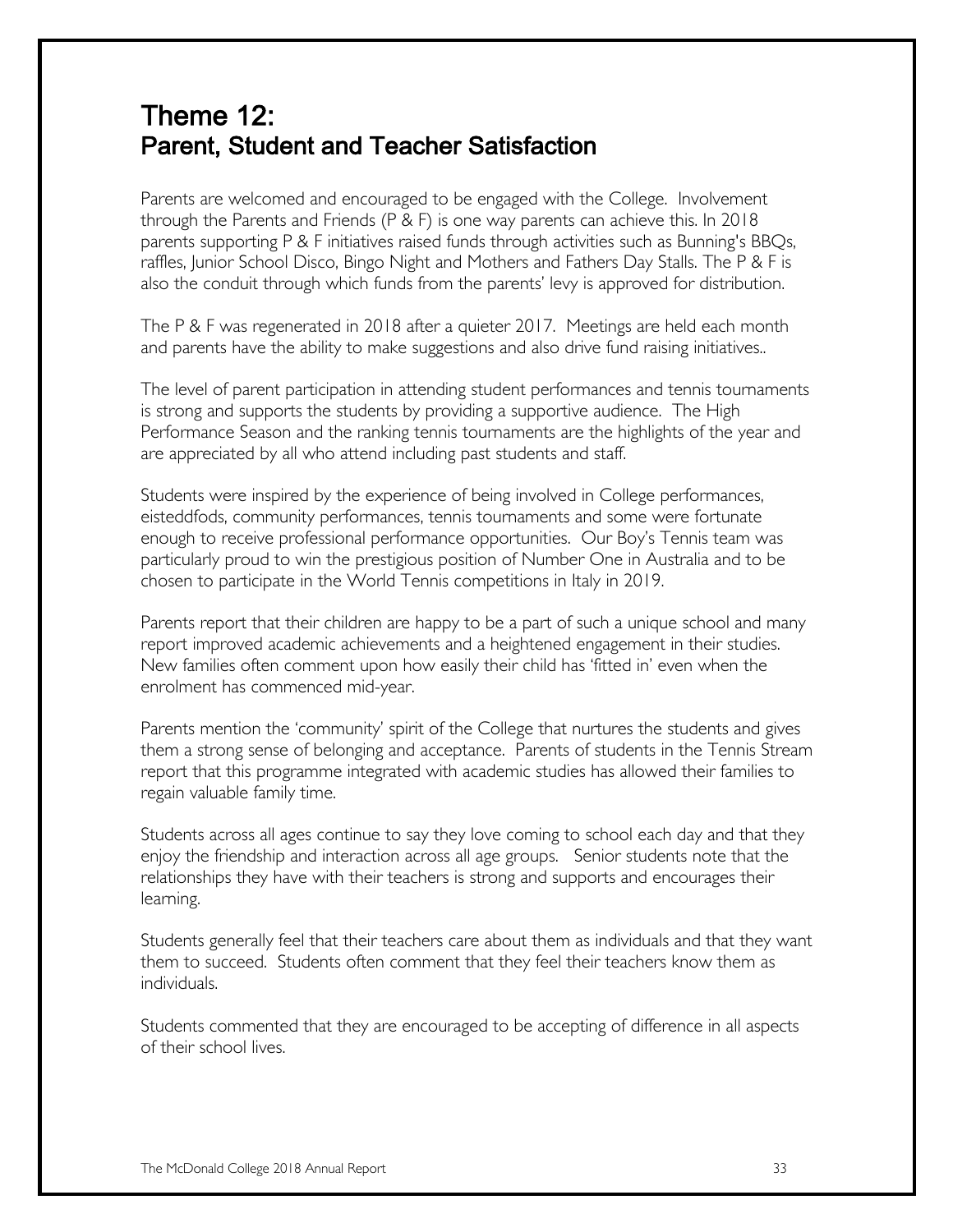# Theme 12:
# Parent, Student and Teacher Satisfaction

Parents are welcomed and encouraged to be engaged with the College. Involvement through the Parents and Friends (P & F) is one way parents can achieve this. In 2018 parents supporting P & F initiatives raised funds through activities such as Bunning's BBQs, raffles, Junior School Disco, Bingo Night and Mothers and Fathers Day Stalls. The P & F is also the conduit through which funds from the parents' levy is approved for distribution.

The P & F was regenerated in 2018 after a quieter 2017. Meetings are held each month and parents have the ability to make suggestions and also drive fund raising initiatives..

The level of parent participation in attending student performances and tennis tournaments is strong and supports the students by providing a supportive audience. The High Performance Season and the ranking tennis tournaments are the highlights of the year and are appreciated by all who attend including past students and staff.

Students were inspired by the experience of being involved in College performances, eisteddfods, community performances, tennis tournaments and some were fortunate enough to receive professional performance opportunities. Our Boy's Tennis team was particularly proud to win the prestigious position of Number One in Australia and to be chosen to participate in the World Tennis competitions in Italy in 2019.

Parents report that their children are happy to be a part of such a unique school and many report improved academic achievements and a heightened engagement in their studies. New families often comment upon how easily their child has 'fitted in' even when the enrolment has commenced mid-year.

Parents mention the 'community' spirit of the College that nurtures the students and gives them a strong sense of belonging and acceptance. Parents of students in the Tennis Stream report that this programme integrated with academic studies has allowed their families to regain valuable family time.

Students across all ages continue to say they love coming to school each day and that they enjoy the friendship and interaction across all age groups. Senior students note that the relationships they have with their teachers is strong and supports and encourages their learning.

Students generally feel that their teachers care about them as individuals and that they want them to succeed. Students often comment that they feel their teachers know them as individuals.

Students commented that they are encouraged to be accepting of difference in all aspects of their school lives.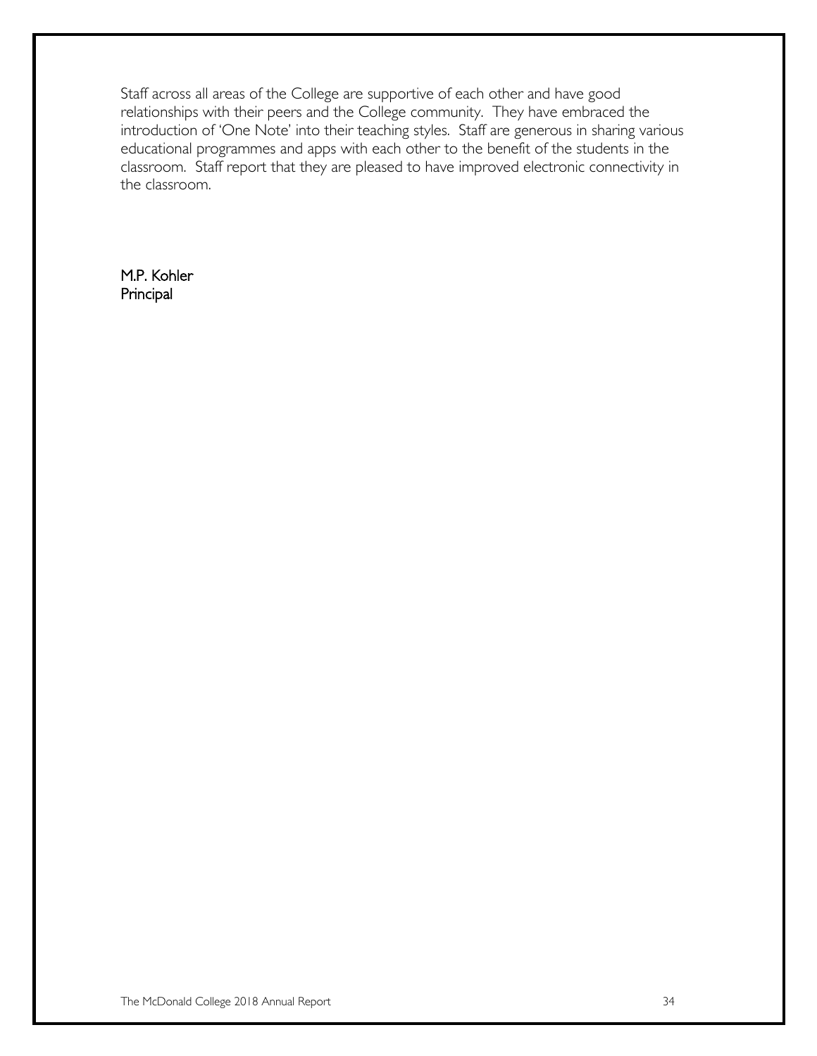Staff across all areas of the College are supportive of each other and have good relationships with their peers and the College community. They have embraced the introduction of 'One Note' into their teaching styles. Staff are generous in sharing various educational programmes and apps with each other to the benefit of the students in the classroom. Staff report that they are pleased to have improved electronic connectivity in the classroom.

M.P. Kohler
Principal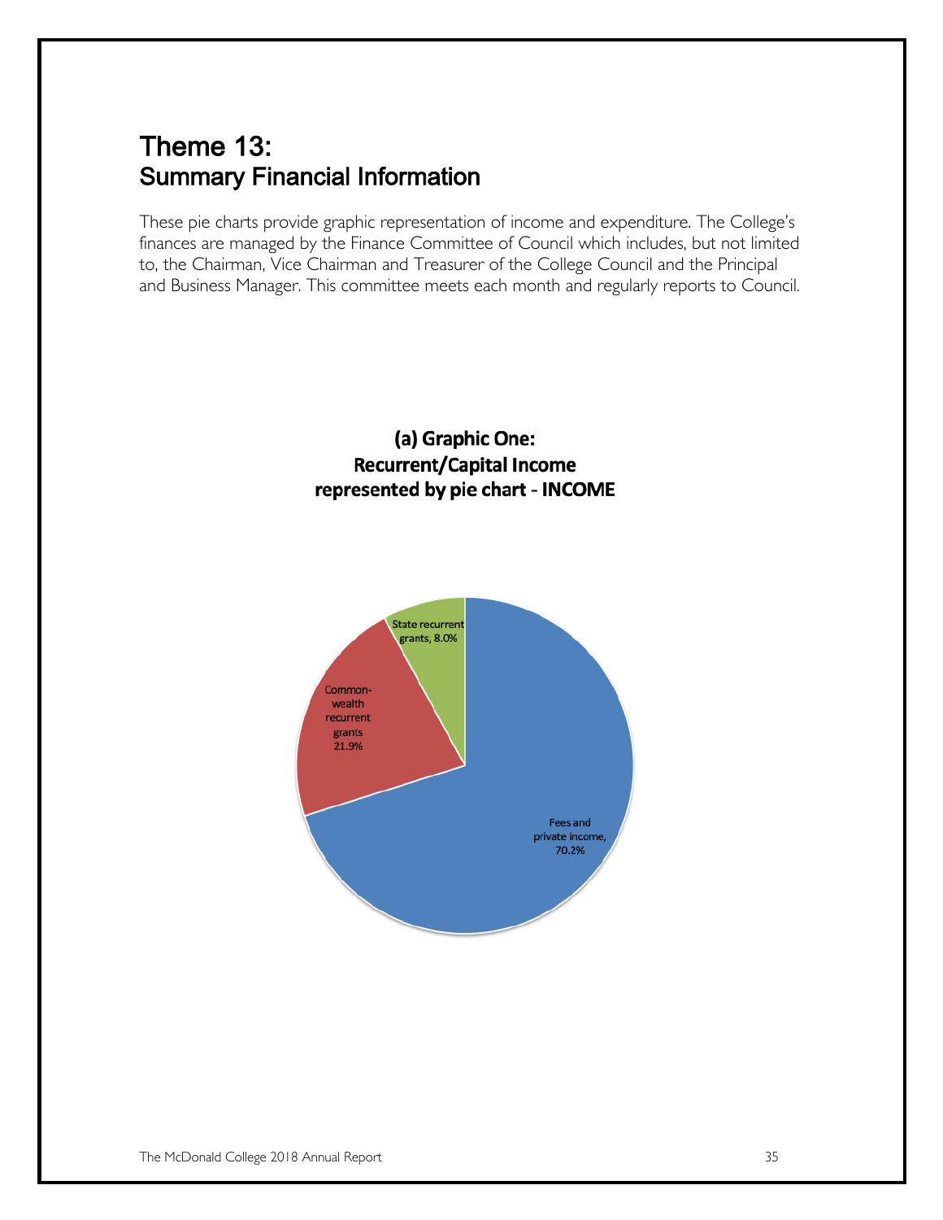# Theme 13:
## Summary Financial Information

These pie charts provide graphic representation of income and expenditure. The College's finances are managed by the Finance Committee of Council which includes, but not limited to, the Chairman, Vice Chairman and Treasurer of the College Council and the Principal and Business Manager. This committee meets each month and regularly reports to Council.

**(a) Graphic One:
Recurrent/Capital Income
represented by pie chart - INCOME**

State recurrent grants, 8.0%

Commonwealth recurrent grants 21.9%

Fees and private income, 70.2%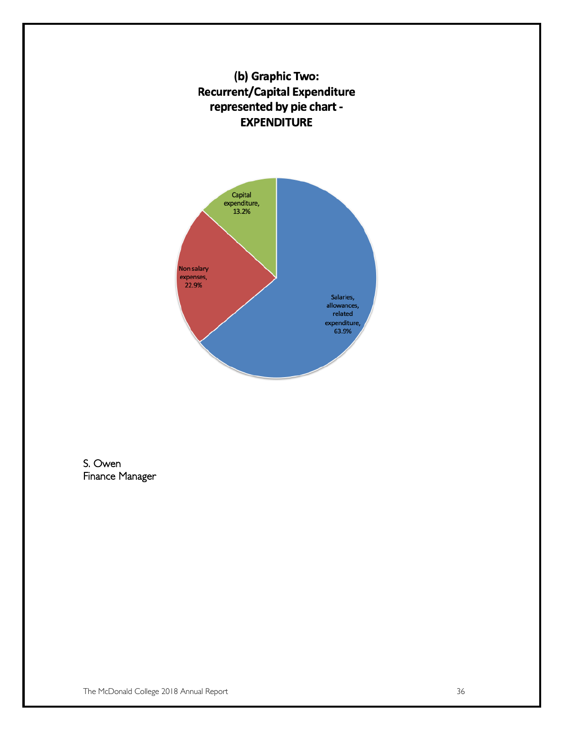**(b) Graphic Two: Recurrent/Capital Expenditure represented by pie chart - EXPENDITURE**

Capital expenditure, 13.2%

Non salary expenses, 22.9%

Salaries, allowances, related expenditure, 63.9%

S. Owen
Finance Manager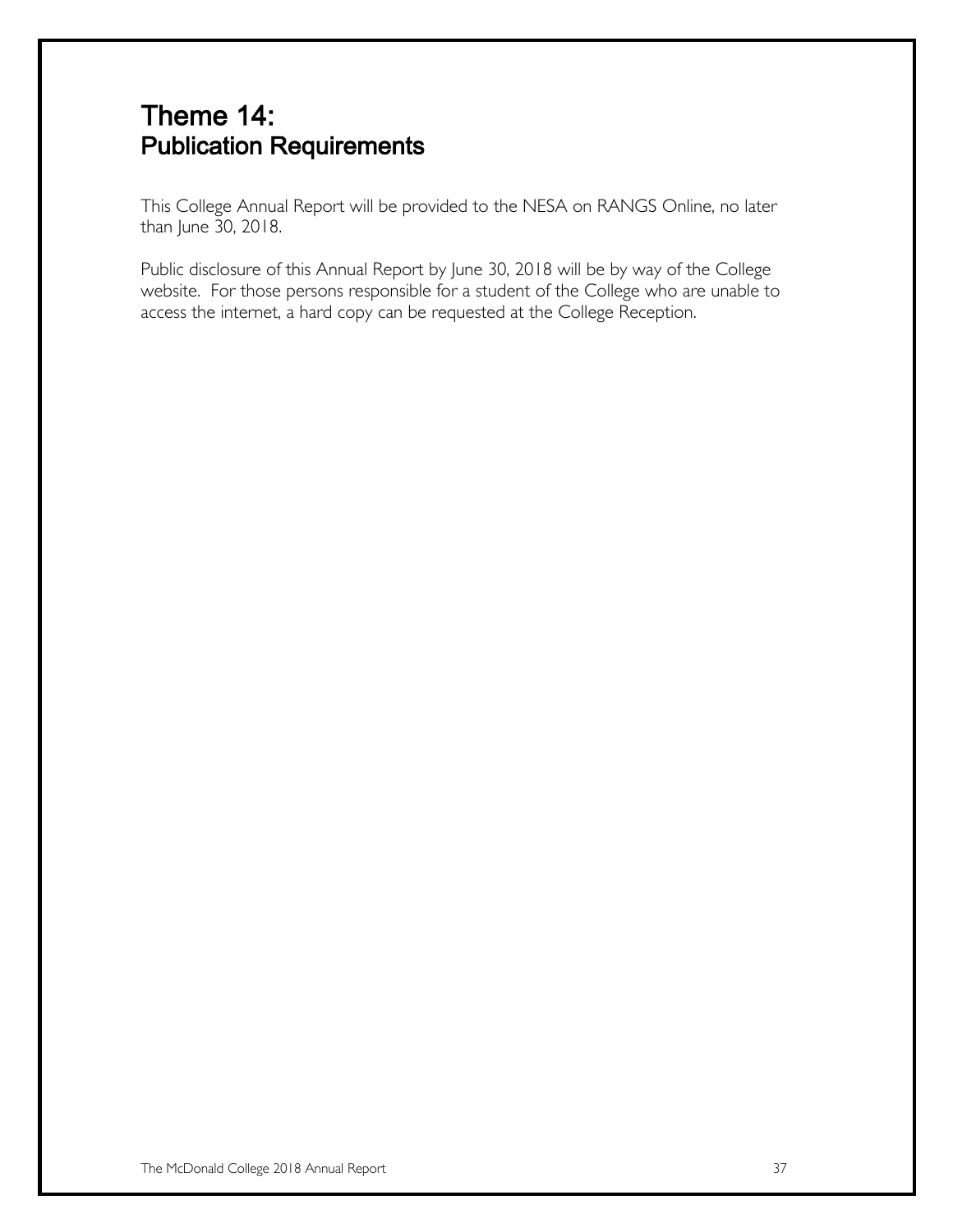# Theme 14:
## Publication Requirements

This College Annual Report will be provided to the NESA on RANGS Online, no later than June 30, 2018.

Public disclosure of this Annual Report by June 30, 2018 will be by way of the College website. For those persons responsible for a student of the College who are unable to access the internet, a hard copy can be requested at the College Reception.